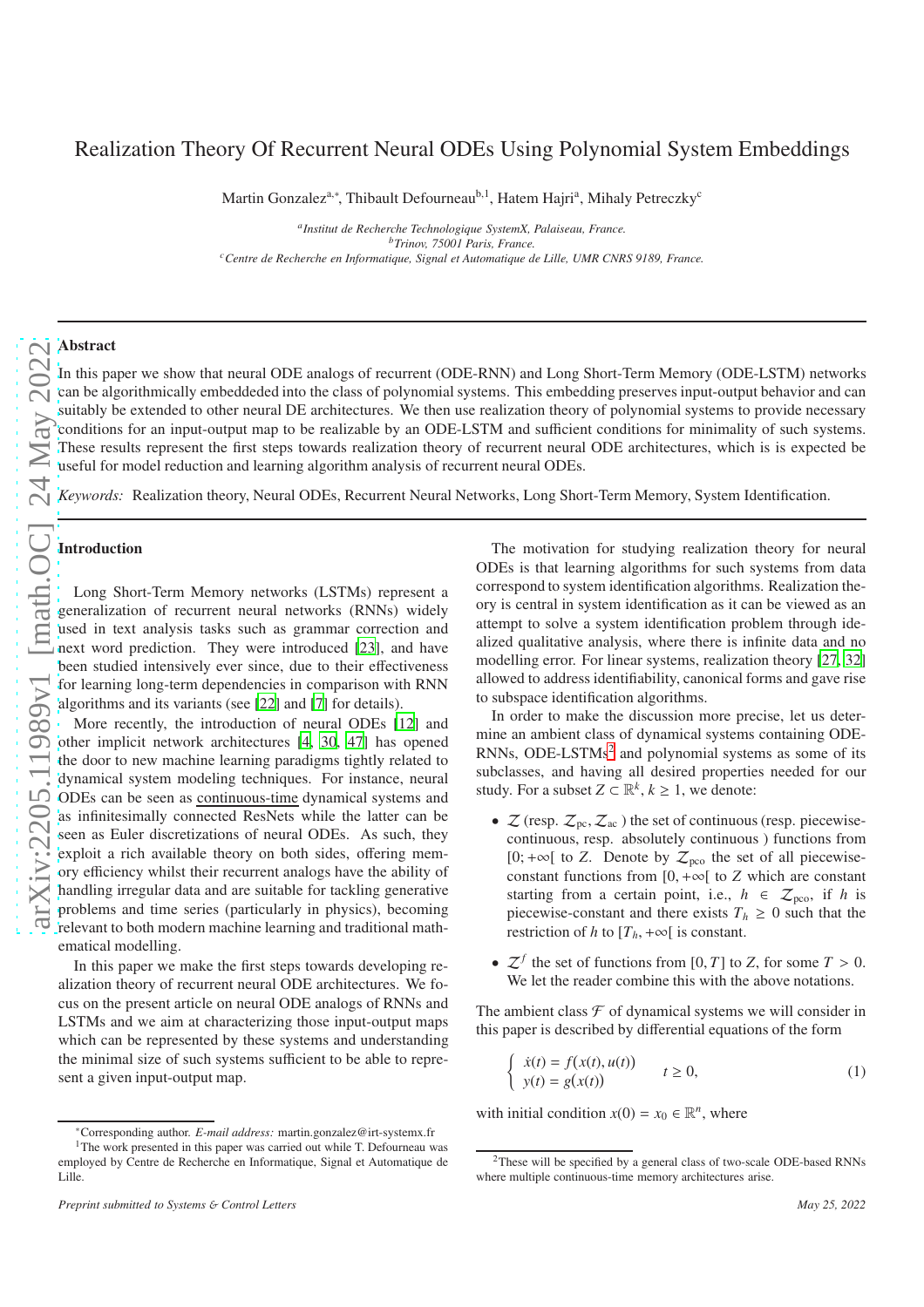# Realization Theory Of Recurrent Neural ODEs Using Polynomial System Embeddings

Martin Gonzalez[a,*], Thibault Defourneau[b,1], Hatem Hajri[a], Mihaly Petreczky[c]

[a] *Institut de Recherche Technologique SystemX, Palaiseau, France.*
[b] *Trinov, 75001 Paris, France.*
[c] *Centre de Recherche en Informatique, Signal et Automatique de Lille, UMR CNRS 9189, France.*

## Abstract

In this paper we show that neural ODE analogs of recurrent (ODE-RNN) and Long Short-Term Memory (ODE-LSTM) networks can be algorithmically embeddeded into the class of polynomial systems. This embedding preserves input-output behavior and can suitably be extended to other neural DE architectures. We then use realization theory of polynomial systems to provide necessary conditions for an input-output map to be realizable by an ODE-LSTM and sufficient conditions for minimality of such systems. These results represent the first steps towards realization theory of recurrent neural ODE architectures, which is is expected be useful for model reduction and learning algorithm analysis of recurrent neural ODEs.

*Keywords:* Realization theory, Neural ODEs, Recurrent Neural Networks, Long Short-Term Memory, System Identification.

## Introduction

Long Short-Term Memory networks (LSTMs) represent a generalization of recurrent neural networks (RNNs) widely used in text analysis tasks such as grammar correction and next word prediction. They were introduced [23], and have been studied intensively ever since, due to their effectiveness for learning long-term dependencies in comparison with RNN algorithms and its variants (see [22] and [7] for details).

More recently, the introduction of neural ODEs [12] and other implicit network architectures [4, 30, 47] has opened the door to new machine learning paradigms tightly related to dynamical system modeling techniques. For instance, neural ODEs can be seen as continuous-time dynamical systems and as infinitesimally connected ResNets while the latter can be seen as Euler discretizations of neural ODEs. As such, they exploit a rich available theory on both sides, offering memory efficiency whilst their recurrent analogs have the ability of handling irregular data and are suitable for tackling generative problems and time series (particularly in physics), becoming relevant to both modern machine learning and traditional mathematical modelling.

In this paper we make the first steps towards developing realization theory of recurrent neural ODE architectures. We focus on the present article on neural ODE analogs of RNNs and LSTMs and we aim at characterizing those input-output maps which can be represented by these systems and understanding the minimal size of such systems sufficient to be able to represent a given input-output map.

The motivation for studying realization theory for neural ODEs is that learning algorithms for such systems from data correspond to system identification algorithms. Realization theory is central in system identification as it can be viewed as an attempt to solve a system identification problem through idealized qualitative analysis, where there is infinite data and no modelling error. For linear systems, realization theory [27, 32] allowed to address identifiability, canonical forms and gave rise to subspace identification algorithms.

In order to make the discussion more precise, let us determine an ambient class of dynamical systems containing ODE-RNNs, ODE-LSTMs[2] and polynomial systems as some of its subclasses, and having all desired properties needed for our study. For a subset $Z \subset \mathbb{R}^k$, $k \geq 1$, we denote:

- $\mathcal{Z}$ (resp. $\mathcal{Z}_{\text{pc}}, \mathcal{Z}_{\text{ac}}$ ) the set of continuous (resp. piecewise-continuous, resp. absolutely continuous ) functions from $[0; +\infty[$ to $Z$. Denote by $\mathcal{Z}_{\text{pco}}$ the set of all piecewise-constant functions from $[0, +\infty[$ to $Z$ which are constant starting from a certain point, i.e., $h \in \mathcal{Z}_{\text{pco}}$, if $h$ is piecewise-constant and there exists $T_h \geq 0$ such that the restriction of $h$ to $[T_h, +\infty[$ is constant.
- $\mathcal{Z}^f$ the set of functions from $[0, T]$ to $Z$, for some $T > 0$. We let the reader combine this with the above notations.

The ambient class $\mathcal{F}$ of dynamical systems we will consider in this paper is described by differential equations of the form

$$\begin{cases} \dot{x}(t) = f\big(x(t), u(t)\big) \\ y(t) = g\big(x(t)\big) \end{cases} \quad t \geq 0, \tag{1}$$

with initial condition $x(0) = x_0 \in \mathbb{R}^n$, where

---

* Corresponding author. *E-mail address:* martin.gonzalez@irt-systemx.fr

[1] The work presented in this paper was carried out while T. Defourneau was employed by Centre de Recherche en Informatique, Signal et Automatique de Lille.

[2] These will be specified by a general class of two-scale ODE-based RNNs where multiple continuous-time memory architectures arise.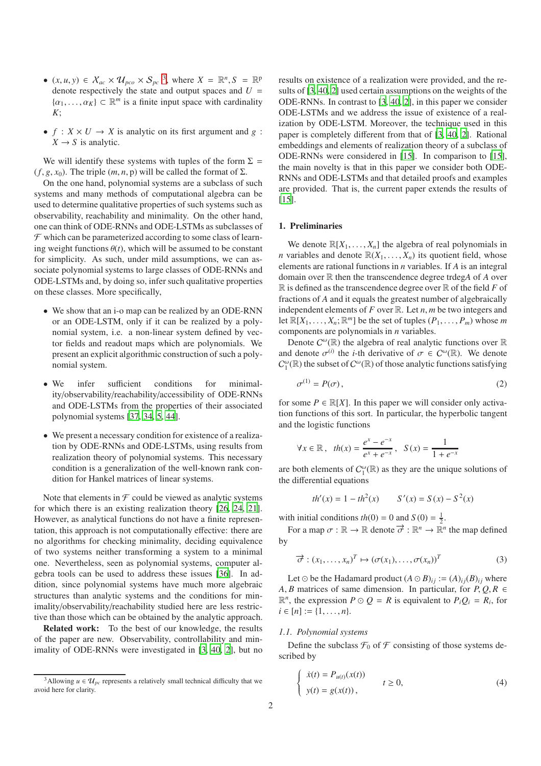- $(x, u, y) \in \mathcal{X}_{ac} \times \mathcal{U}_{pco} \times \mathcal{S}_{pc}$ [3], where $X = \mathbb{R}^n, S = \mathbb{R}^p$ denote respectively the state and output spaces and $U = \{\alpha_1, \ldots, \alpha_K\} \subset \mathbb{R}^m$ is a finite input space with cardinality $K$;
- $f : X \times U \to X$ is analytic on its first argument and $g : X \to S$ is analytic.

We will identify these systems with tuples of the form $\Sigma = (f, g, x_0)$. The triple $(m, n, p)$ will be called the format of $\Sigma$.

On the one hand, polynomial systems are a subclass of such systems and many methods of computational algebra can be used to determine qualitative properties of such systems such as observability, reachability and minimality. On the other hand, one can think of ODE-RNNs and ODE-LSTMs as subclasses of $\mathcal{F}$ which can be parameterized according to some class of learning weight functions $\theta(t)$, which will be assumed to be constant for simplicity. As such, under mild assumptions, we can associate polynomial systems to large classes of ODE-RNNs and ODE-LSTMs and, by doing so, infer such qualitative properties on these classes. More specifically,

- We show that an i-o map can be realized by an ODE-RNN or an ODE-LSTM, only if it can be realized by a polynomial system, i.e. a non-linear system defined by vector fields and readout maps which are polynomials. We present an explicit algorithmic construction of such a polynomial system.
- We infer sufficient conditions for minimality/observability/reachability/accessibility of ODE-RNNs and ODE-LSTMs from the properties of their associated polynomial systems [37, 34, 5, 44].
- We present a necessary condition for existence of a realization by ODE-RNNs and ODE-LSTMs, using results from realization theory of polynomial systems. This necessary condition is a generalization of the well-known rank condition for Hankel matrices of linear systems.

Note that elements in $\mathcal{F}$ could be viewed as analytic systems for which there is an existing realization theory [26, 24, 21]. However, as analytical functions do not have a finite representation, this approach is not computationally effective: there are no algorithms for checking minimality, deciding equivalence of two systems neither transforming a system to a minimal one. Nevertheless, seen as polynomial systems, computer algebra tools can be used to address these issues [36]. In addition, since polynomial systems have much more algebraic structures than analytic systems and the conditions for minimality/observability/reachability studied here are less restrictive than those which can be obtained by the analytic approach.

**Related work:** To the best of our knowledge, the results of the paper are new. Observability, controllability and minimality of ODE-RNNs were investigated in [3, 40, 2], but no results on existence of a realization were provided, and the results of [3, 40, 2] used certain assumptions on the weights of the ODE-RNNs. In contrast to [3, 40, 2], in this paper we consider ODE-LSTMs and we address the issue of existence of a realization by ODE-LSTM. Moreover, the technique used in this paper is completely different from that of [3, 40, 2]. Rational embeddings and elements of realization theory of a subclass of ODE-RNNs were considered in [15]. In comparison to [15], the main novelty is that in this paper we consider both ODE-RNNs and ODE-LSTMs and that detailed proofs and examples are provided. That is, the current paper extends the results of [15].

## 1. Preliminaries

We denote $\mathbb{R}[X_1, \ldots, X_n]$ the algebra of real polynomials in $n$ variables and denote $\mathbb{R}(X_1, \ldots, X_n)$ its quotient field, whose elements are rational functions in $n$ variables. If $A$ is an integral domain over $\mathbb{R}$ then the transcendence degree trdeg$A$ of $A$ over $\mathbb{R}$ is defined as the transcendence degree over $\mathbb{R}$ of the field $F$ of fractions of $A$ and it equals the greatest number of algebraically independent elements of $F$ over $\mathbb{R}$. Let $n, m$ be two integers and let $\mathbb{R}[X_1, \ldots, X_n; \mathbb{R}^m]$ be the set of tuples $(P_1, \ldots, P_m)$ whose $m$ components are polynomials in $n$ variables.

Denote $C^\omega(\mathbb{R})$ the algebra of real analytic functions over $\mathbb{R}$ and denote $\sigma^{(i)}$ the $i$-th derivative of $\sigma \in C^\omega(\mathbb{R})$. We denote $C^\omega_1(\mathbb{R})$ the subset of $C^\omega(\mathbb{R})$ of those analytic functions satisfying

$$\sigma^{(1)} = P(\sigma), \tag{2}$$

for some $P \in \mathbb{R}[X]$. In this paper we will consider only activation functions of this sort. In particular, the hyperbolic tangent and the logistic functions

$$\forall x \in \mathbb{R}, \quad th(x) = \frac{e^x - e^{-x}}{e^x + e^{-x}}, \quad S(x) = \frac{1}{1 + e^{-x}}$$

are both elements of $C^\omega_1(\mathbb{R})$ as they are the unique solutions of the differential equations

$$th'(x) = 1 - th^2(x) \qquad S'(x) = S(x) - S^2(x)$$

with initial conditions $th(0) = 0$ and $S(0) = \frac{1}{2}$.

For a map $\sigma : \mathbb{R} \to \mathbb{R}$ denote $\overrightarrow{\sigma} : \mathbb{R}^n \to \mathbb{R}^n$ the map defined by

$$\overrightarrow{\sigma} : (x_1, \ldots, x_n)^T \mapsto (\sigma(x_1), \ldots, \sigma(x_n))^T \tag{3}$$

Let $\odot$ be the Hadamard product $(A \odot B)_{ij} := (A)_{ij}(B)_{ij}$ where $A, B$ matrices of same dimension. In particular, for $P, Q, R \in \mathbb{R}^n$, the expression $P \odot Q = R$ is equivalent to $P_i Q_i = R_i$, for $i \in [n] := \{1, \ldots, n\}$.

### 1.1. Polynomial systems

Define the subclass $\mathcal{F}_0$ of $\mathcal{F}$ consisting of those systems described by

$$\begin{cases} \dot{x}(t) = P_{u(t)}(x(t)) \\ y(t) = g(x(t)), \end{cases} \quad t \geq 0, \tag{4}$$

[3] Allowing $u \in \mathcal{U}_{pc}$ represents a relatively small technical difficulty that we avoid here for clarity.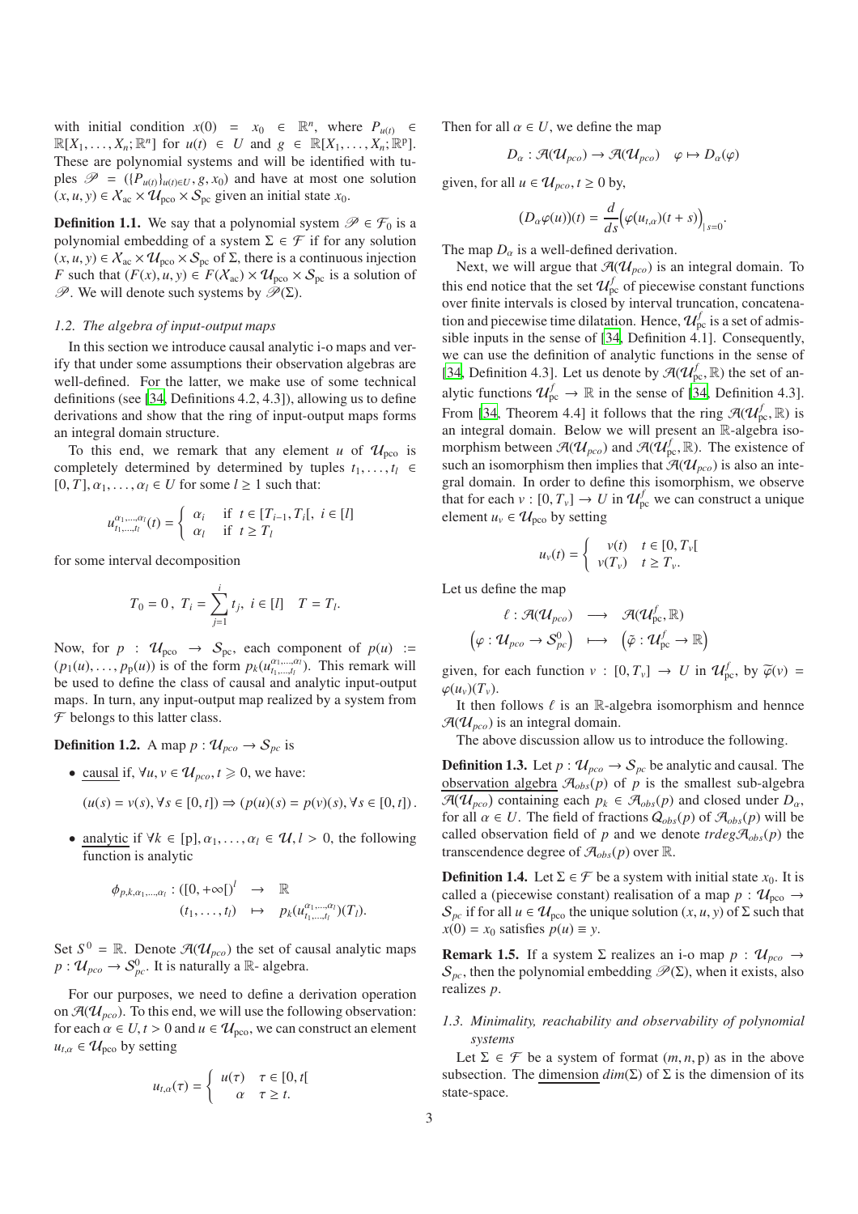with initial condition $x(0) = x_0 \in \mathbb{R}^n$, where $P_{u(t)} \in \mathbb{R}[X_1, \ldots, X_n; \mathbb{R}^n]$ for $u(t) \in U$ and $g \in \mathbb{R}[X_1, \ldots, X_n; \mathbb{R}^p]$. These are polynomial systems and will be identified with tuples $\mathscr{P} = (\{P_{u(t)}\}_{u(t) \in U}, g, x_0)$ and have at most one solution $(x, u, y) \in \mathcal{X}_{ac} \times \mathcal{U}_{pco} \times \mathcal{S}_{pc}$ given an initial state $x_0$.

**Definition 1.1.** We say that a polynomial system $\mathscr{P} \in \mathcal{F}_0$ is a polynomial embedding of a system $\Sigma \in \mathcal{F}$ if for any solution $(x, u, y) \in \mathcal{X}_{ac} \times \mathcal{U}_{pco} \times \mathcal{S}_{pc}$ of $\Sigma$, there is a continuous injection $F$ such that $(F(x), u, y) \in F(\mathcal{X}_{ac}) \times \mathcal{U}_{pco} \times \mathcal{S}_{pc}$ is a solution of $\mathscr{P}$. We will denote such systems by $\mathscr{P}(\Sigma)$.

### *1.2. The algebra of input-output maps*

In this section we introduce causal analytic i-o maps and verify that under some assumptions their observation algebras are well-defined. For the latter, we make use of some technical definitions (see [34, Definitions 4.2, 4.3]), allowing us to define derivations and show that the ring of input-output maps forms an integral domain structure.

To this end, we remark that any element $u$ of $\mathcal{U}_{pco}$ is completely determined by determined by tuples $t_1, \ldots, t_l \in [0, T], \alpha_1, \ldots, \alpha_l \in U$ for some $l \geq 1$ such that:

$$u^{\alpha_1,\ldots,\alpha_l}_{t_1,\ldots,t_l}(t) = \begin{cases} \alpha_i & \text{if } t \in [T_{i-1}, T_i[, \ i \in [l] \\ \alpha_l & \text{if } t \geq T_l \end{cases}$$

for some interval decomposition

$$T_0 = 0\,, \ T_i = \sum_{j=1}^{i} t_j, \ i \in [l] \quad T = T_l.$$

Now, for $p : \mathcal{U}_{pco} \to \mathcal{S}_{pc}$, each component of $p(u) := (p_1(u), \ldots, p_p(u))$ is of the form $p_k(u^{\alpha_1,\ldots,\alpha_l}_{t_1,\ldots,t_l})$. This remark will be used to define the class of causal and analytic input-output maps. In turn, any input-output map realized by a system from $\mathcal{F}$ belongs to this latter class.

**Definition 1.2.** A map $p : \mathcal{U}_{pco} \to \mathcal{S}_{pc}$ is

- causal if, $\forall u, v \in \mathcal{U}_{pco}, t \geqslant 0$, we have:

  $$(u(s) = v(s), \forall s \in [0, t]) \Rightarrow (p(u)(s) = p(v)(s), \forall s \in [0, t]) .$$

- analytic if $\forall k \in [\mathrm{p}], \alpha_1, \ldots, \alpha_l \in \mathcal{U}, l > 0$, the following function is analytic

  $$\begin{array}{rcl} \phi_{p,k,\alpha_1,\ldots,\alpha_l} : ([0, +\infty[)^l & \to & \mathbb{R} \\ (t_1, \ldots, t_l) & \mapsto & p_k(u^{\alpha_1,\ldots,\alpha_l}_{t_1,\ldots,t_l})(T_l). \end{array}$$

Set $S^0 = \mathbb{R}$. Denote $\mathcal{A}(\mathcal{U}_{pco})$ the set of causal analytic maps $p : \mathcal{U}_{pco} \to \mathcal{S}^0_{pc}$. It is naturally a $\mathbb{R}$- algebra.

For our purposes, we need to define a derivation operation on $\mathcal{A}(\mathcal{U}_{pco})$. To this end, we will use the following observation: for each $\alpha \in U, t > 0$ and $u \in \mathcal{U}_{pco}$, we can construct an element $u_{t,\alpha} \in \mathcal{U}_{pco}$ by setting

$$u_{t,\alpha}(\tau) = \begin{cases} u(\tau) & \tau \in [0, t[ \\ \alpha & \tau \geq t. \end{cases}$$

Then for all $\alpha \in U$, we define the map

$$D_\alpha : \mathcal{A}(\mathcal{U}_{pco}) \to \mathcal{A}(\mathcal{U}_{pco}) \quad \varphi \mapsto D_\alpha(\varphi)$$

given, for all $u \in \mathcal{U}_{pco}, t \geq 0$ by,

$$(D_\alpha \varphi(u))(t) = \frac{d}{ds}\Big(\varphi(u_{t,\alpha})(t+s)\Big)_{|s=0}.$$

The map $D_\alpha$ is a well-defined derivation.

Next, we will argue that $\mathcal{A}(\mathcal{U}_{pco})$ is an integral domain. To this end notice that the set $\mathcal{U}^f_{pc}$ of piecewise constant functions over finite intervals is closed by interval truncation, concatenation and piecewise time dilatation. Hence, $\mathcal{U}^f_{pc}$ is a set of admissible inputs in the sense of [34, Definition 4.1]. Consequently, we can use the definition of analytic functions in the sense of [34, Definition 4.3]. Let us denote by $\mathcal{A}(\mathcal{U}^f_{pc}, \mathbb{R})$ the set of analytic functions $\mathcal{U}^f_{pc} \to \mathbb{R}$ in the sense of [34, Definition 4.3]. From [34, Theorem 4.4] it follows that the ring $\mathcal{A}(\mathcal{U}^f_{pc}, \mathbb{R})$ is an integral domain. Below we will present an $\mathbb{R}$-algebra isomorphism between $\mathcal{A}(\mathcal{U}_{pco})$ and $\mathcal{A}(\mathcal{U}^f_{pc}, \mathbb{R})$. The existence of such an isomorphism then implies that $\mathcal{A}(\mathcal{U}_{pco})$ is also an integral domain. In order to define this isomorphism, we observe that for each $v : [0, T_v] \to U$ in $\mathcal{U}^f_{pc}$ we can construct a unique element $u_v \in \mathcal{U}_{pco}$ by setting

$$u_v(t) = \begin{cases} v(t) & t \in [0, T_v[ \\ v(T_v) & t \geq T_v. \end{cases}$$

Let us define the map

$$\begin{array}{rcl} \ell : \mathcal{A}(\mathcal{U}_{pco}) & \longrightarrow & \mathcal{A}(\mathcal{U}^f_{pc}, \mathbb{R}) \\ \left(\varphi : \mathcal{U}_{pco} \to \mathcal{S}^0_{pc}\right) & \longmapsto & \left(\tilde{\varphi} : \mathcal{U}^f_{pc} \to \mathbb{R}\right) \end{array}$$

given, for each function $v : [0, T_v] \to U$ in $\mathcal{U}^f_{pc}$, by $\widetilde{\varphi}(v) = \varphi(u_v)(T_v)$.

It then follows $\ell$ is an $\mathbb{R}$-algebra isomorphism and hennce $\mathcal{A}(\mathcal{U}_{pco})$ is an integral domain.

The above discussion allow us to introduce the following.

**Definition 1.3.** Let $p : \mathcal{U}_{pco} \to \mathcal{S}_{pc}$ be analytic and causal. The observation algebra $\mathcal{A}_{obs}(p)$ of $p$ is the smallest sub-algebra $\mathcal{A}(\mathcal{U}_{pco})$ containing each $p_k \in \mathcal{A}_{obs}(p)$ and closed under $D_\alpha$, for all $\alpha \in U$. The field of fractions $\mathcal{Q}_{obs}(p)$ of $\mathcal{A}_{obs}(p)$ will be called observation field of $p$ and we denote $trdeg\mathcal{A}_{obs}(p)$ the transcendence degree of $\mathcal{A}_{obs}(p)$ over $\mathbb{R}$.

**Definition 1.4.** Let $\Sigma \in \mathcal{F}$ be a system with initial state $x_0$. It is called a (piecewise constant) realisation of a map $p : \mathcal{U}_{pco} \to \mathcal{S}_{pc}$ if for all $u \in \mathcal{U}_{pco}$ the unique solution $(x, u, y)$ of $\Sigma$ such that $x(0) = x_0$ satisfies $p(u) \equiv y$.

**Remark 1.5.** If a system $\Sigma$ realizes an i-o map $p : \mathcal{U}_{pco} \to \mathcal{S}_{pc}$, then the polynomial embedding $\mathscr{P}(\Sigma)$, when it exists, also realizes $p$.

### *1.3. Minimality, reachability and observability of polynomial systems*

Let $\Sigma \in \mathcal{F}$ be a system of format $(m, n, \mathrm{p})$ as in the above subsection. The dimension $dim(\Sigma)$ of $\Sigma$ is the dimension of its state-space.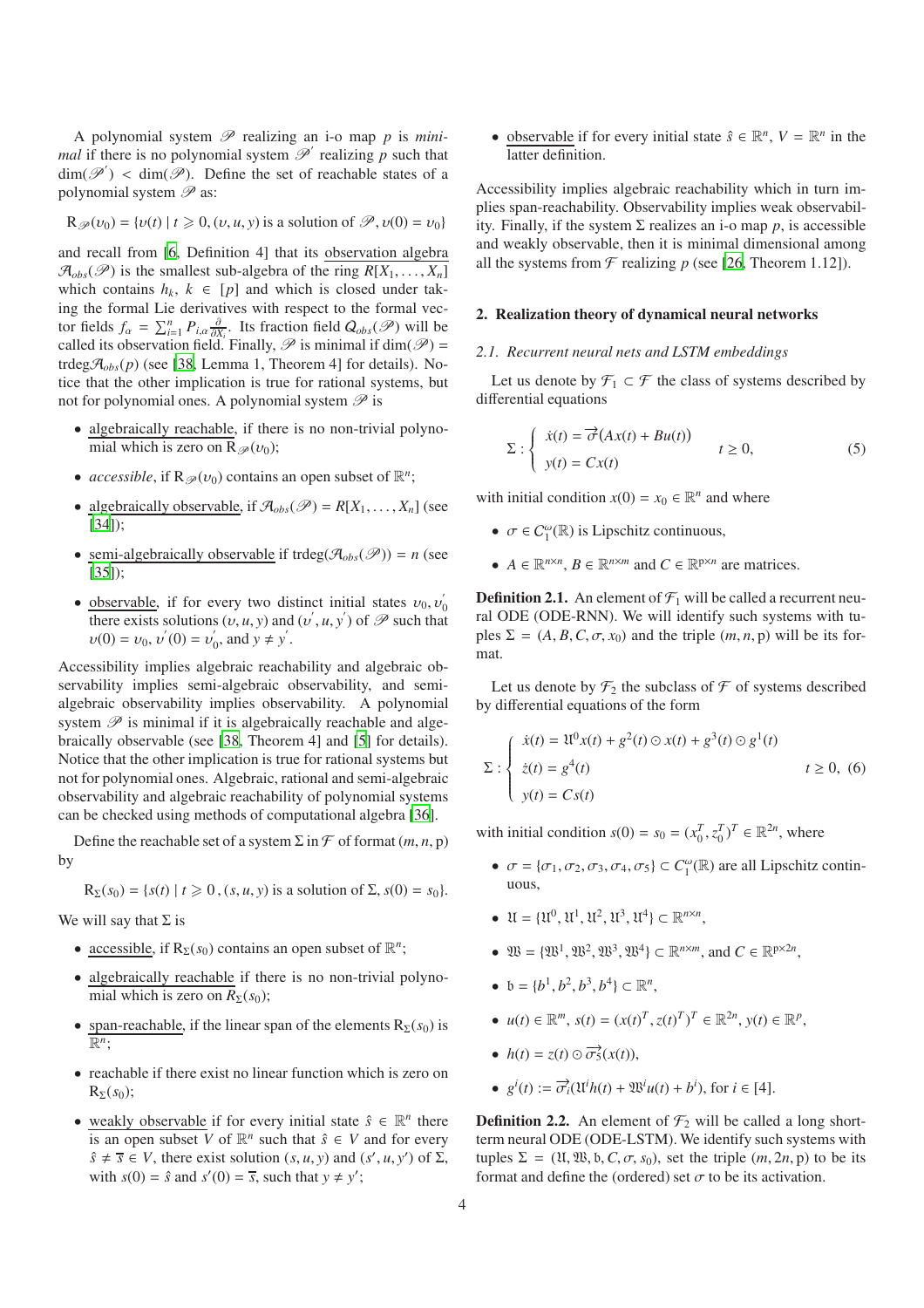A polynomial system $\mathscr{P}$ realizing an i-o map $p$ is *minimal* if there is no polynomial system $\mathscr{P}'$ realizing $p$ such that $\dim(\mathscr{P}') < \dim(\mathscr{P})$. Define the set of reachable states of a polynomial system $\mathscr{P}$ as:

$$\mathrm{R}_{\mathscr{P}}(\upsilon_0) = \{\upsilon(t) \mid t \geqslant 0, (\upsilon, u, y) \text{ is a solution of } \mathscr{P}, \upsilon(0) = \upsilon_0\}$$

and recall from [6, Definition 4] that its observation algebra $\mathcal{A}_{obs}(\mathscr{P})$ is the smallest sub-algebra of the ring $R[X_1, \ldots, X_n]$ which contains $h_k$, $k \in [p]$ and which is closed under taking the formal Lie derivatives with respect to the formal vector fields $f_\alpha = \sum_{i=1}^{n} P_{i,\alpha} \frac{\partial}{\partial X_i}$. Its fraction field $Q_{obs}(\mathscr{P})$ will be called its observation field. Finally, $\mathscr{P}$ is minimal if $\dim(\mathscr{P}) = \mathrm{trdeg}\mathcal{A}_{obs}(p)$ (see [38, Lemma 1, Theorem 4] for details). Notice that the other implication is true for rational systems, but not for polynomial ones. A polynomial system $\mathscr{P}$ is

- algebraically reachable, if there is no non-trivial polynomial which is zero on $\mathrm{R}_{\mathscr{P}}(\upsilon_0)$;
- *accessible*, if $\mathrm{R}_{\mathscr{P}}(\upsilon_0)$ contains an open subset of $\mathbb{R}^n$;
- algebraically observable, if $\mathcal{A}_{obs}(\mathscr{P}) = R[X_1, \ldots, X_n]$ (see [34]);
- semi-algebraically observable if $\mathrm{trdeg}(\mathcal{A}_{obs}(\mathscr{P})) = n$ (see [35]);
- observable, if for every two distinct initial states $\upsilon_0, \upsilon_0'$ there exists solutions $(\upsilon, u, y)$ and $(\upsilon', u, y')$ of $\mathscr{P}$ such that $\upsilon(0) = \upsilon_0$, $\upsilon'(0) = \upsilon_0'$, and $y \neq y'$.

Accessibility implies algebraic reachability and algebraic observability implies semi-algebraic observability, and semi-algebraic observability implies observability. A polynomial system $\mathscr{P}$ is minimal if it is algebraically reachable and algebraically observable (see [38, Theorem 4] and [5] for details). Notice that the other implication is true for rational systems but not for polynomial ones. Algebraic, rational and semi-algebraic observability and algebraic reachability of polynomial systems can be checked using methods of computational algebra [36].

Define the reachable set of a system $\Sigma$ in $\mathcal{F}$ of format $(m, n, \mathrm{p})$ by

$$\mathrm{R}_{\Sigma}(s_0) = \{s(t) \mid t \geqslant 0\,, (s, u, y) \text{ is a solution of } \Sigma, s(0) = s_0\}.$$

We will say that $\Sigma$ is

- accessible, if $\mathrm{R}_{\Sigma}(s_0)$ contains an open subset of $\mathbb{R}^n$;
- algebraically reachable if there is no non-trivial polynomial which is zero on $R_{\Sigma}(s_0)$;
- span-reachable, if the linear span of the elements $\mathrm{R}_{\Sigma}(s_0)$ is $\mathbb{R}^n$;
- reachable if there exist no linear function which is zero on $\mathrm{R}_{\Sigma}(s_0)$;
- weakly observable if for every initial state $\hat{s} \in \mathbb{R}^n$ there is an open subset $V$ of $\mathbb{R}^n$ such that $\hat{s} \in V$ and for every $\hat{s} \neq \overline{s} \in V$, there exist solution $(s, u, y)$ and $(s', u, y')$ of $\Sigma$, with $s(0) = \hat{s}$ and $s'(0) = \overline{s}$, such that $y \neq y'$;
- observable if for every initial state $\hat{s} \in \mathbb{R}^n$, $V = \mathbb{R}^n$ in the latter definition.

Accessibility implies algebraic reachability which in turn implies span-reachability. Observability implies weak observability. Finally, if the system $\Sigma$ realizes an i-o map $p$, is accessible and weakly observable, then it is minimal dimensional among all the systems from $\mathcal{F}$ realizing $p$ (see [26, Theorem 1.12]).

## 2. Realization theory of dynamical neural networks

### 2.1. Recurrent neural nets and LSTM embeddings

Let us denote by $\mathcal{F}_1 \subset \mathcal{F}$ the class of systems described by differential equations

$$\Sigma : \begin{cases} \dot{x}(t) = \overrightarrow{\sigma}(Ax(t) + Bu(t)) \\ y(t) = Cx(t) \end{cases} \qquad t \geq 0, \tag{5}$$

with initial condition $x(0) = x_0 \in \mathbb{R}^n$ and where

- $\sigma \in C_1^{\omega}(\mathbb{R})$ is Lipschitz continuous,
- $A \in \mathbb{R}^{n \times n}$, $B \in \mathbb{R}^{n \times m}$ and $C \in \mathbb{R}^{\mathrm{p} \times n}$ are matrices.

**Definition 2.1.** An element of $\mathcal{F}_1$ will be called a recurrent neural ODE (ODE-RNN). We will identify such systems with tuples $\Sigma = (A, B, C, \sigma, x_0)$ and the triple $(m, n, \mathrm{p})$ will be its format.

Let us denote by $\mathcal{F}_2$ the subclass of $\mathcal{F}$ of systems described by differential equations of the form

$$\Sigma : \begin{cases} \dot{x}(t) = \mathfrak{U}^0 x(t) + g^2(t) \odot x(t) + g^3(t) \odot g^1(t) \\ \dot{z}(t) = g^4(t) \\ y(t) = Cs(t) \end{cases} \qquad t \geq 0, \tag{6}$$

with initial condition $s(0) = s_0 = (x_0^T, z_0^T)^T \in \mathbb{R}^{2n}$, where

- $\sigma = \{\sigma_1, \sigma_2, \sigma_3, \sigma_4, \sigma_5\} \subset C_1^{\omega}(\mathbb{R})$ are all Lipschitz continuous,
- $\mathfrak{U} = \{\mathfrak{U}^0, \mathfrak{U}^1, \mathfrak{U}^2, \mathfrak{U}^3, \mathfrak{U}^4\} \subset \mathbb{R}^{n \times n}$,
- $\mathfrak{W} = \{\mathfrak{W}^1, \mathfrak{W}^2, \mathfrak{W}^3, \mathfrak{W}^4\} \subset \mathbb{R}^{n \times m}$, and $C \in \mathbb{R}^{\mathrm{p} \times 2n}$,
- $\mathfrak{b} = \{b^1, b^2, b^3, b^4\} \subset \mathbb{R}^n$,
- $u(t) \in \mathbb{R}^m$, $s(t) = (x(t)^T, z(t)^T)^T \in \mathbb{R}^{2n}$, $y(t) \in \mathbb{R}^p$,
- $h(t) = z(t) \odot \overrightarrow{\sigma_5}(x(t))$,
- $g^i(t) := \overrightarrow{\sigma_i}(\mathfrak{U}^i h(t) + \mathfrak{W}^i u(t) + b^i)$, for $i \in [4]$.

**Definition 2.2.** An element of $\mathcal{F}_2$ will be called a long short-term neural ODE (ODE-LSTM). We identify such systems with tuples $\Sigma = (\mathfrak{U}, \mathfrak{W}, \mathfrak{b}, C, \sigma, s_0)$, set the triple $(m, 2n, \mathrm{p})$ to be its format and define the (ordered) set $\sigma$ to be its activation.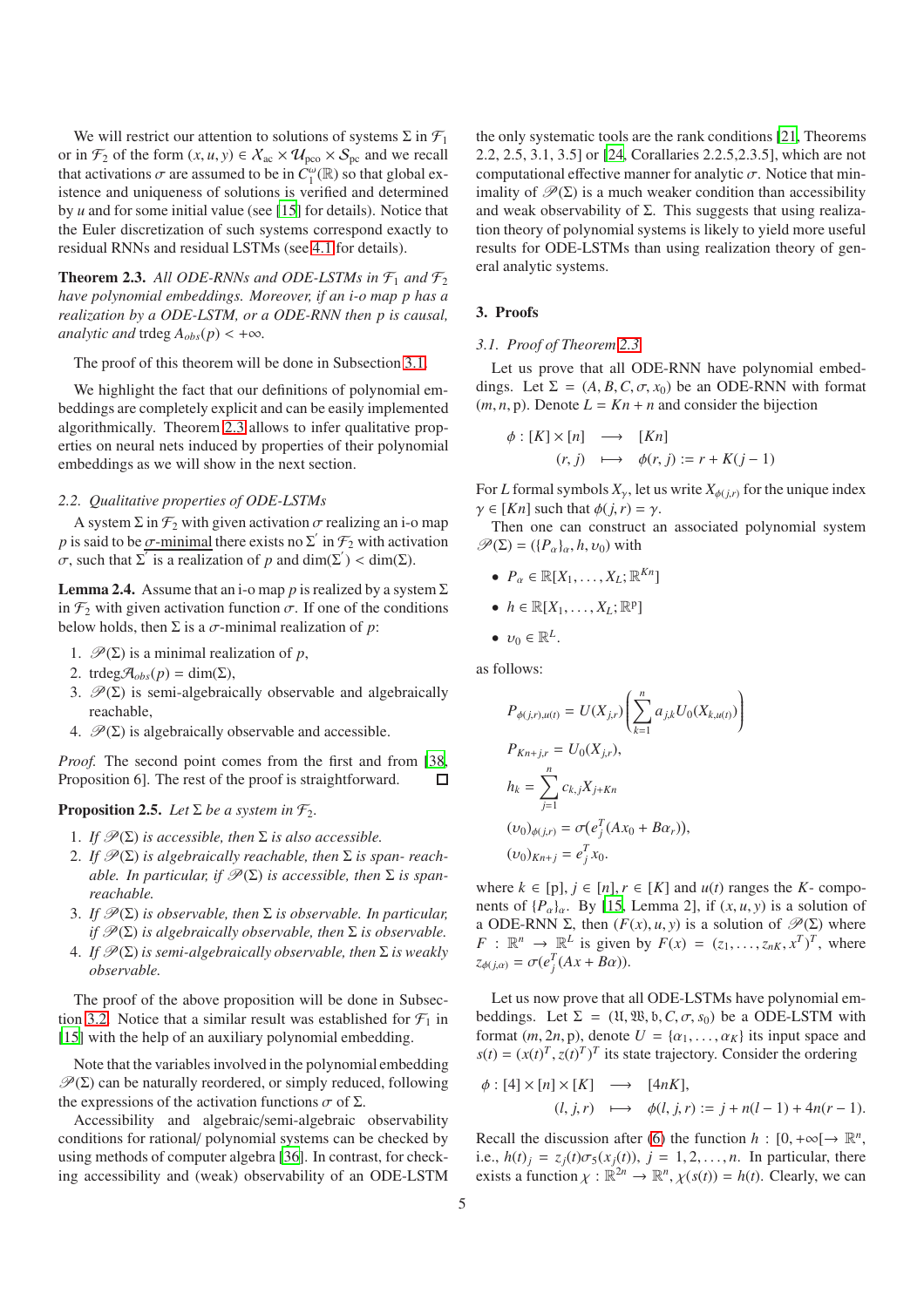We will restrict our attention to solutions of systems $\Sigma$ in $\mathcal{F}_1$ or in $\mathcal{F}_2$ of the form $(x, u, y) \in \mathcal{X}_{\mathrm{ac}} \times \mathcal{U}_{\mathrm{pco}} \times \mathcal{S}_{\mathrm{pc}}$ and we recall that activations $\sigma$ are assumed to be in $C_1^{\omega}(\mathbb{R})$ so that global existence and uniqueness of solutions is verified and determined by $u$ and for some initial value (see [15] for details). Notice that the Euler discretization of such systems correspond exactly to residual RNNs and residual LSTMs (see 4.1 for details).

**Theorem 2.3.** *All ODE-RNNs and ODE-LSTMs in $\mathcal{F}_1$ and $\mathcal{F}_2$ have polynomial embeddings. Moreover, if an i-o map $p$ has a realization by a ODE-LSTM, or a ODE-RNN then $p$ is causal, analytic and* $\operatorname{trdeg} A_{obs}(p) < +\infty$.

The proof of this theorem will be done in Subsection 3.1.

We highlight the fact that our definitions of polynomial embeddings are completely explicit and can be easily implemented algorithmically. Theorem 2.3 allows to infer qualitative properties on neural nets induced by properties of their polynomial embeddings as we will show in the next section.

### 2.2. Qualitative properties of ODE-LSTMs

A system $\Sigma$ in $\mathcal{F}_2$ with given activation $\sigma$ realizing an i-o map $p$ is said to be $\sigma$-minimal there exists no $\Sigma'$ in $\mathcal{F}_2$ with activation $\sigma$, such that $\Sigma'$ is a realization of $p$ and $\dim(\Sigma') < \dim(\Sigma)$.

**Lemma 2.4.** Assume that an i-o map $p$ is realized by a system $\Sigma$ in $\mathcal{F}_2$ with given activation function $\sigma$. If one of the conditions below holds, then $\Sigma$ is a $\sigma$-minimal realization of $p$:

1. $\mathscr{P}(\Sigma)$ is a minimal realization of $p$,
2. $\operatorname{trdeg}\mathcal{A}_{obs}(p) = \dim(\Sigma)$,
3. $\mathscr{P}(\Sigma)$ is semi-algebraically observable and algebraically reachable,
4. $\mathscr{P}(\Sigma)$ is algebraically observable and accessible.

*Proof.* The second point comes from the first and from [38, Proposition 6]. The rest of the proof is straightforward. $\square$

**Proposition 2.5.** *Let $\Sigma$ be a system in $\mathcal{F}_2$.*

1. *If $\mathscr{P}(\Sigma)$ is accessible, then $\Sigma$ is also accessible.*
2. *If $\mathscr{P}(\Sigma)$ is algebraically reachable, then $\Sigma$ is span- reachable. In particular, if $\mathscr{P}(\Sigma)$ is accessible, then $\Sigma$ is span-reachable.*
3. *If $\mathscr{P}(\Sigma)$ is observable, then $\Sigma$ is observable. In particular, if $\mathscr{P}(\Sigma)$ is algebraically observable, then $\Sigma$ is observable.*
4. *If $\mathscr{P}(\Sigma)$ is semi-algebraically observable, then $\Sigma$ is weakly observable.*

The proof of the above proposition will be done in Subsection 3.2. Notice that a similar result was established for $\mathcal{F}_1$ in [15] with the help of an auxiliary polynomial embedding.

Note that the variables involved in the polynomial embedding $\mathscr{P}(\Sigma)$ can be naturally reordered, or simply reduced, following the expressions of the activation functions $\sigma$ of $\Sigma$.

Accessibility and algebraic/semi-algebraic observability conditions for rational/ polynomial systems can be checked by using methods of computer algebra [36]. In contrast, for checking accessibility and (weak) observability of an ODE-LSTM the only systematic tools are the rank conditions [21, Theorems 2.2, 2.5, 3.1, 3.5] or [24, Corallaries 2.2.5,2.3.5], which are not computational effective manner for analytic $\sigma$. Notice that minimality of $\mathscr{P}(\Sigma)$ is a much weaker condition than accessibility and weak observability of $\Sigma$. This suggests that using realization theory of polynomial systems is likely to yield more useful results for ODE-LSTMs than using realization theory of general analytic systems.

## 3. Proofs

### 3.1. Proof of Theorem 2.3

Let us prove that all ODE-RNN have polynomial embeddings. Let $\Sigma = (A, B, C, \sigma, x_0)$ be an ODE-RNN with format $(m, n, \mathrm{p})$. Denote $L = Kn + n$ and consider the bijection

$$
\begin{array}{rccl}
\phi : & [K] \times [n] & \longrightarrow & [Kn] \\
 & (r, j) & \longmapsto & \phi(r, j) := r + K(j-1)
\end{array}
$$

For $L$ formal symbols $X_\gamma$, let us write $X_{\phi(j,r)}$ for the unique index $\gamma \in [Kn]$ such that $\phi(j, r) = \gamma$.

Then one can construct an associated polynomial system $\mathscr{P}(\Sigma) = (\{P_\alpha\}_\alpha, h, \upsilon_0)$ with

- $P_\alpha \in \mathbb{R}[X_1, \ldots, X_L; \mathbb{R}^{Kn}]$
- $h \in \mathbb{R}[X_1, \ldots, X_L; \mathbb{R}^{\mathrm{p}}]$
- $\upsilon_0 \in \mathbb{R}^L$.

as follows:

$$
\begin{aligned}
P_{\phi(j,r),u(t)} &= U(X_{j,r})\left(\sum_{k=1}^{n} a_{j,k} U_0(X_{k,u(t)})\right) \\
P_{Kn+j,r} &= U_0(X_{j,r}), \\
h_k &= \sum_{j=1}^{n} c_{k,j} X_{j+Kn} \\
(\upsilon_0)_{\phi(j,r)} &= \sigma(e_j^T(Ax_0 + B\alpha_r)), \\
(\upsilon_0)_{Kn+j} &= e_j^T x_0.
\end{aligned}
$$

where $k \in [\mathrm{p}]$, $j \in [n]$, $r \in [K]$ and $u(t)$ ranges the $K$- components of $\{P_\alpha\}_\alpha$. By [15, Lemma 2], if $(x, u, y)$ is a solution of a ODE-RNN $\Sigma$, then $(F(x), u, y)$ is a solution of $\mathscr{P}(\Sigma)$ where $F : \mathbb{R}^n \to \mathbb{R}^L$ is given by $F(x) = (z_1, \ldots, z_{nK}, x^T)^T$, where $z_{\phi(j,\alpha)} = \sigma(e_j^T(Ax + B\alpha))$.

Let us now prove that all ODE-LSTMs have polynomial embeddings. Let $\Sigma = (\mathfrak{U}, \mathfrak{W}, \mathfrak{b}, C, \sigma, s_0)$ be a ODE-LSTM with format $(m, 2n, \mathrm{p})$, denote $U = \{\alpha_1, \ldots, \alpha_K\}$ its input space and $s(t) = (x(t)^T, z(t)^T)^T$ its state trajectory. Consider the ordering

$$
\begin{array}{rccl}
\phi : & [4] \times [n] \times [K] & \longrightarrow & [4nK], \\
 & (l, j, r) & \longmapsto & \phi(l, j, r) := j + n(l-1) + 4n(r-1).
\end{array}
$$

Recall the discussion after (6) the function $h : [0, +\infty[ \to \mathbb{R}^n$, i.e., $h(t)_j = z_j(t)\sigma_5(x_j(t))$, $j = 1, 2, \ldots, n$. In particular, there exists a function $\chi : \mathbb{R}^{2n} \to \mathbb{R}^n$, $\chi(s(t)) = h(t)$. Clearly, we can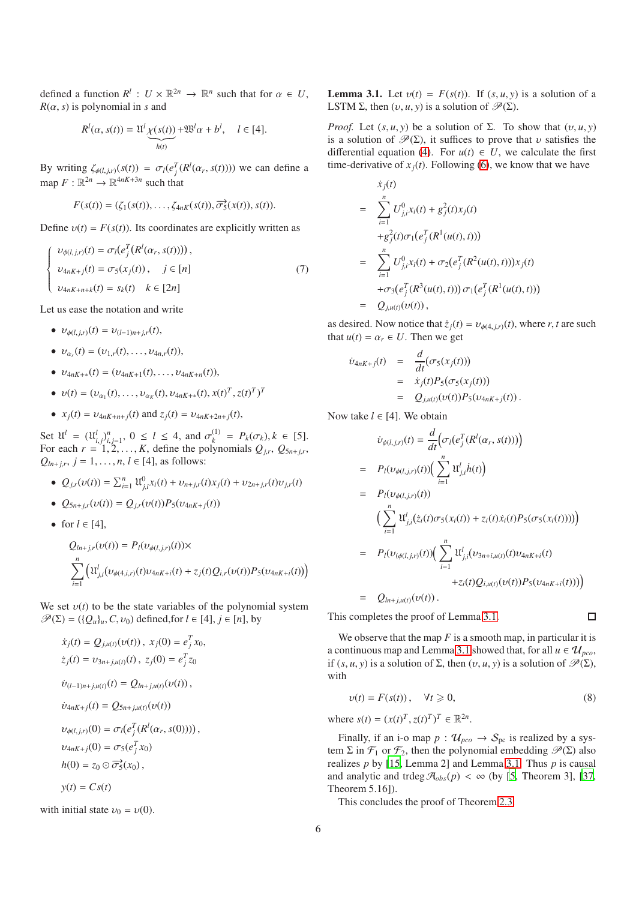defined a function $R^l : U \times \mathbb{R}^{2n} \to \mathbb{R}^n$ such that for $\alpha \in U$, $R(\alpha, s)$ is polynomial in $s$ and

$$R^l(\alpha, s(t)) = \mathfrak{U}^l \underbrace{\chi(s(t))}_{h(t)} + \mathfrak{W}^l \alpha + b^l, \quad l \in [4].$$

By writing $\zeta_{\phi(l,j,r)}(s(t)) = \sigma_l(e_j^T(R^l(\alpha_r, s(t))))$ we can define a map $F : \mathbb{R}^{2n} \to \mathbb{R}^{4nK+3n}$ such that

$$F(s(t)) = (\zeta_1(s(t)), \ldots, \zeta_{4nK}(s(t)), \overrightarrow{\sigma_5}(x(t)), s(t)).$$

Define $\upsilon(t) = F(s(t))$. Its coordinates are explicitly written as

$$\begin{cases} \upsilon_{\phi(l,j,r)}(t) = \sigma_l(e_j^T(R^l(\alpha_r, s(t)))) \,, \\ \upsilon_{4nK+j}(t) = \sigma_5(x_j(t)) \,, \quad j \in [n] \\ \upsilon_{4nK+n+k}(t) = s_k(t) \quad k \in [2n] \end{cases} \tag{7}$$

Let us ease the notation and write

- $\upsilon_{\phi(l,j,r)}(t) = \upsilon_{(l-1)n+j,r}(t)$,
- $\upsilon_{\alpha_r}(t) = (\upsilon_{1,r}(t), \ldots, \upsilon_{4n,r}(t))$,
- $\upsilon_{4nK+*}(t) = (\upsilon_{4nK+1}(t), \ldots, \upsilon_{4nK+n}(t))$,
- $\upsilon(t) = (\upsilon_{\alpha_1}(t), \ldots, \upsilon_{\alpha_K}(t), \upsilon_{4nK+*}(t), x(t)^T, z(t)^T)^T$
- $x_j(t) = \upsilon_{4nK+n+j}(t)$ and $z_j(t) = \upsilon_{4nK+2n+j}(t)$,

Set $\mathfrak{U}^l = (\mathfrak{U}^l_{i,j})^n_{i,j=1}$, $0 \leq l \leq 4$, and $\sigma_k^{(1)} = P_k(\sigma_k), k \in [5]$. For each $r = 1, 2, \ldots, K$, define the polynomials $Q_{j,r}$, $Q_{5n+j,r}$, $Q_{ln+j,r}$, $j = 1, \ldots, n$, $l \in [4]$, as follows:

- $Q_{j,r}(\upsilon(t)) = \sum_{i=1}^n \mathfrak{U}^0_{j,i} x_i(t) + \upsilon_{n+j,r}(t) x_j(t) + \upsilon_{2n+j,r}(t) \upsilon_{j,r}(t)$
- $Q_{5n+j,r}(\upsilon(t)) = Q_{j,r}(\upsilon(t)) P_5(\upsilon_{4nK+j}(t))$
- for $l \in [4]$,

$$Q_{ln+j,r}(\upsilon(t)) = P_l(\upsilon_{\phi(l,j,r)}(t)) \times \sum_{i=1}^n \Big( \mathfrak{U}^l_{j,i} (\upsilon_{\phi(4,i,r)}(t) \upsilon_{4nK+i}(t) + z_j(t) Q_{i,r}(\upsilon(t)) P_5(\upsilon_{4nK+i}(t)) \Big)$$

We set $\upsilon(t)$ to be the state variables of the polynomial system $\mathscr{P}(\Sigma) = (\{Q_u\}_u, C, \upsilon_0)$ defined,for $l \in [4]$, $j \in [n]$, by

$$\dot{x}_j(t) = Q_{j,u(t)}(\upsilon(t)) \,, \; x_j(0) = e_j^T x_0,$$
$$\dot{z}_j(t) = \upsilon_{3n+j,u(t)}(t) \,, \; z_j(0) = e_j^T z_0$$
$$\dot{\upsilon}_{(l-1)n+j,u(t)}(t) = Q_{ln+j,u(t)}(\upsilon(t)) \,,$$
$$\dot{\upsilon}_{4nK+j}(t) = Q_{5n+j,u(t)}(\upsilon(t))$$
$$\upsilon_{\phi(l,j,r)}(0) = \sigma_l(e_j^T(R^l(\alpha_r, s(0)))) \,,$$
$$\upsilon_{4nK+j}(0) = \sigma_5(e_j^T x_0)$$
$$h(0) = z_0 \odot \overrightarrow{\sigma_5}(x_0) \,,$$
$$y(t) = C s(t)$$

with initial state $\upsilon_0 = \upsilon(0)$.

**Lemma 3.1.** Let $\upsilon(t) = F(s(t))$. If $(s, u, y)$ is a solution of a LSTM $\Sigma$, then $(\upsilon, u, y)$ is a solution of $\mathscr{P}(\Sigma)$.

*Proof.* Let $(s, u, y)$ be a solution of $\Sigma$. To show that $(\upsilon, u, y)$ is a solution of $\mathscr{P}(\Sigma)$, it suffices to prove that $\upsilon$ satisfies the differential equation (4). For $u(t) \in U$, we calculate the first time-derivative of $x_j(t)$. Following (6), we know that we have

$$\begin{aligned} &\dot{x}_j(t) \\ =& \sum_{i=1}^n U^0_{j,i} x_i(t) + g_j^2(t) x_j(t) \\ &+ g_j^2(t) \sigma_1(e_j^T(R^1(u(t), t))) \\ =& \sum_{i=1}^n U^0_{j,i} x_i(t) + \sigma_2(e_j^T(R^2(u(t), t))) x_j(t) \\ &+ \sigma_3(e_j^T(R^3(u(t), t))) \, \sigma_1(e_j^T(R^1(u(t), t))) \\ =& Q_{j,u(t)}(\upsilon(t)) \,, \end{aligned}$$

as desired. Now notice that $\dot{z}_j(t) = \upsilon_{\phi(4,j,r)}(t)$, where $r, t$ are such that $u(t) = \alpha_r \in U$. Then we get

$$\begin{aligned} \dot{\upsilon}_{4nK+j}(t) &= \frac{d}{dt}(\sigma_5(x_j(t))) \\ &= \dot{x}_j(t) P_5(\sigma_5(x_j(t))) \\ &= Q_{j,u(t)}(\upsilon(t)) P_5(\upsilon_{4nK+j}(t)) \,. \end{aligned}$$

Now take $l \in [4]$. We obtain

$$\begin{aligned} &\dot{\upsilon}_{\phi(l,j,r)}(t) = \frac{d}{dt}\Big(\sigma_l(e_j^T(R^l(\alpha_r, s(t)))\Big) \\ =& P_l(\upsilon_{\phi(l,j,r)}(t)) \Big( \sum_{i=1}^n \mathfrak{U}^l_{j,i} \dot{h}(t) \Big) \\ =& P_l(\upsilon_{\phi(l,j,r)}(t)) \\ & \Big( \sum_{i=1}^n \mathfrak{U}^l_{j,i} (\dot{z}_i(t) \sigma_5(x_i(t)) + z_i(t) \dot{x}_i(t) P_5(\sigma_5(x_i(t)))) \Big) \\ =& P_l(\upsilon_{(\phi(l,j,r)}(t)) \Big( \sum_{i=1}^n \mathfrak{U}^l_{j,i} (\upsilon_{3n+i,u(t)}(t) \upsilon_{4nK+i}(t) \\ & \qquad + z_i(t) Q_{i,u(t)}(\upsilon(t)) P_5(\upsilon_{4nK+i}(t))) \Big) \\ =& Q_{ln+j,u(t)}(\upsilon(t)) \,. \end{aligned}$$

This completes the proof of Lemma 3.1. □

We observe that the map $F$ is a smooth map, in particular it is a continuous map and Lemma 3.1 showed that, for all $u \in \mathcal{U}_{pco}$, if $(s, u, y)$ is a solution of $\Sigma$, then $(\upsilon, u, y)$ is a solution of $\mathscr{P}(\Sigma)$, with

$$\upsilon(t) = F(s(t)) \,, \quad \forall t \geqslant 0, \tag{8}$$

where $s(t) = (x(t)^T, z(t)^T)^T \in \mathbb{R}^{2n}$.

Finally, if an i-o map $p : \mathcal{U}_{pco} \to \mathcal{S}_{pc}$ is realized by a system $\Sigma$ in $\mathcal{F}_1$ or $\mathcal{F}_2$, then the polynomial embedding $\mathscr{P}(\Sigma)$ also realizes $p$ by [15, Lemma 2] and Lemma 3.1. Thus $p$ is causal and analytic and trdeg $\mathcal{A}_{obs}(p) < \infty$ (by [5, Theorem 3], [37, Theorem 5.16]).

This concludes the proof of Theorem 2.3.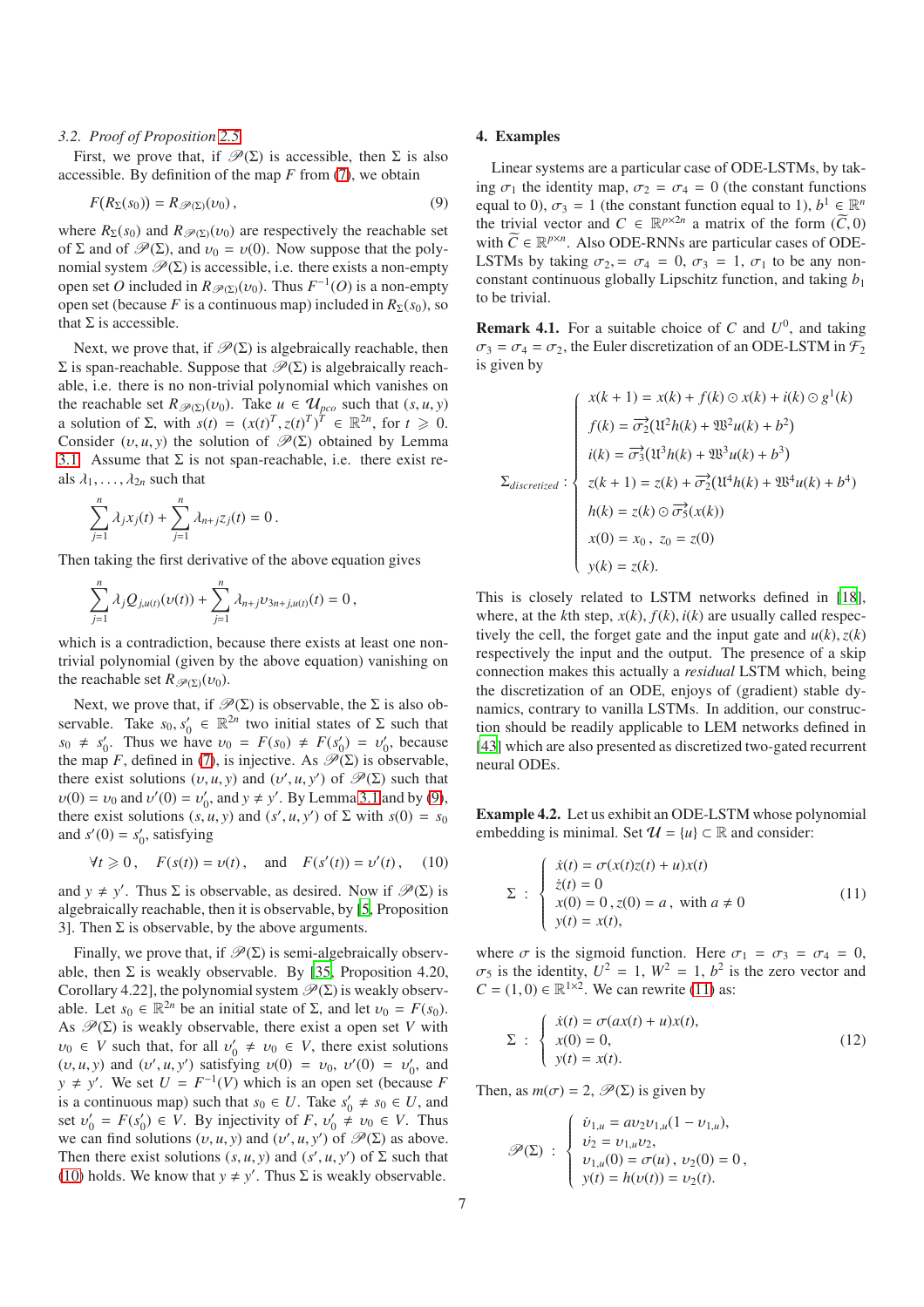### 3.2. Proof of Proposition 2.5

First, we prove that, if $\mathscr{P}(\Sigma)$ is accessible, then $\Sigma$ is also accessible. By definition of the map $F$ from (7), we obtain

$$F(R_{\Sigma}(s_0)) = R_{\mathscr{P}(\Sigma)}(\upsilon_0)\,, \tag{9}$$

where $R_{\Sigma}(s_0)$ and $R_{\mathscr{P}(\Sigma)}(\upsilon_0)$ are respectively the reachable set of $\Sigma$ and of $\mathscr{P}(\Sigma)$, and $\upsilon_0 = \upsilon(0)$. Now suppose that the polynomial system $\mathscr{P}(\Sigma)$ is accessible, i.e. there exists a non-empty open set $O$ included in $R_{\mathscr{P}(\Sigma)}(\upsilon_0)$. Thus $F^{-1}(O)$ is a non-empty open set (because $F$ is a continuous map) included in $R_{\Sigma}(s_0)$, so that $\Sigma$ is accessible.

Next, we prove that, if $\mathscr{P}(\Sigma)$ is algebraically reachable, then $\Sigma$ is span-reachable. Suppose that $\mathscr{P}(\Sigma)$ is algebraically reachable, i.e. there is no non-trivial polynomial which vanishes on the reachable set $R_{\mathscr{P}(\Sigma)}(\upsilon_0)$. Take $u \in \mathcal{U}_{pco}$ such that $(s, u, y)$ a solution of $\Sigma$, with $s(t) = (x(t)^T, z(t)^T)^T \in \mathbb{R}^{2n}$, for $t \geqslant 0$. Consider $(\upsilon, u, y)$ the solution of $\mathscr{P}(\Sigma)$ obtained by Lemma 3.1. Assume that $\Sigma$ is not span-reachable, i.e. there exist reals $\lambda_1, \ldots, \lambda_{2n}$ such that

$$\sum_{j=1}^{n} \lambda_j x_j(t) + \sum_{j=1}^{n} \lambda_{n+j} z_j(t) = 0\,.$$

Then taking the first derivative of the above equation gives

$$\sum_{j=1}^{n} \lambda_j Q_{j,u(t)}(\upsilon(t)) + \sum_{j=1}^{n} \lambda_{n+j} \upsilon_{3n+j,u(t)}(t) = 0\,,$$

which is a contradiction, because there exists at least one non-trivial polynomial (given by the above equation) vanishing on the reachable set $R_{\mathscr{P}(\Sigma)}(\upsilon_0)$.

Next, we prove that, if $\mathscr{P}(\Sigma)$ is observable, the $\Sigma$ is also observable. Take $s_0, s'_0 \in \mathbb{R}^{2n}$ two initial states of $\Sigma$ such that $s_0 \neq s'_0$. Thus we have $\upsilon_0 = F(s_0) \neq F(s'_0) = \upsilon'_0$, because the map $F$, defined in (7), is injective. As $\mathscr{P}(\Sigma)$ is observable, there exist solutions $(\upsilon, u, y)$ and $(\upsilon', u, y')$ of $\mathscr{P}(\Sigma)$ such that $\upsilon(0) = \upsilon_0$ and $\upsilon'(0) = \upsilon'_0$, and $y \neq y'$. By Lemma 3.1 and by (9), there exist solutions $(s, u, y)$ and $(s', u, y')$ of $\Sigma$ with $s(0) = s_0$ and $s'(0) = s'_0$, satisfying

$$\forall t \geqslant 0\,, \quad F(s(t)) = \upsilon(t)\,, \quad \text{and} \quad F(s'(t)) = \upsilon'(t)\,, \tag{10}$$

and $y \neq y'$. Thus $\Sigma$ is observable, as desired. Now if $\mathscr{P}(\Sigma)$ is algebraically reachable, then it is observable, by [5, Proposition 3]. Then $\Sigma$ is observable, by the above arguments.

Finally, we prove that, if $\mathscr{P}(\Sigma)$ is semi-algebraically observable, then $\Sigma$ is weakly observable. By [35, Proposition 4.20, Corollary 4.22], the polynomial system $\mathscr{P}(\Sigma)$ is weakly observable. Let $s_0 \in \mathbb{R}^{2n}$ be an initial state of $\Sigma$, and let $\upsilon_0 = F(s_0)$. As $\mathscr{P}(\Sigma)$ is weakly observable, there exist a open set $V$ with $\upsilon_0 \in V$ such that, for all $\upsilon'_0 \neq \upsilon_0 \in V$, there exist solutions $(\upsilon, u, y)$ and $(\upsilon', u, y')$ satisfying $\upsilon(0) = \upsilon_0$, $\upsilon'(0) = \upsilon'_0$, and $y \neq y'$. We set $U = F^{-1}(V)$ which is an open set (because $F$ is a continuous map) such that $s_0 \in U$. Take $s'_0 \neq s_0 \in U$, and set $\upsilon'_0 = F(s'_0) \in V$. By injectivity of $F$, $\upsilon'_0 \neq \upsilon_0 \in V$. Thus we can find solutions $(\upsilon, u, y)$ and $(\upsilon', u, y')$ of $\mathscr{P}(\Sigma)$ as above. Then there exist solutions $(s, u, y)$ and $(s', u, y')$ of $\Sigma$ such that (10) holds. We know that $y \neq y'$. Thus $\Sigma$ is weakly observable.

## 4. Examples

Linear systems are a particular case of ODE-LSTMs, by taking $\sigma_1$ the identity map, $\sigma_2 = \sigma_4 = 0$ (the constant functions equal to 0), $\sigma_3 = 1$ (the constant function equal to 1), $b^1 \in \mathbb{R}^n$ the trivial vector and $C \in \mathbb{R}^{p \times 2n}$ a matrix of the form $(\widetilde{C}, 0)$ with $\widetilde{C} \in \mathbb{R}^{p \times n}$. Also ODE-RNNs are particular cases of ODE-LSTMs by taking $\sigma_2, = \sigma_4 = 0$, $\sigma_3 = 1$, $\sigma_1$ to be any non-constant continuous globally Lipschitz function, and taking $b_1$ to be trivial.

**Remark 4.1.** For a suitable choice of $C$ and $U^0$, and taking $\sigma_3 = \sigma_4 = \sigma_2$, the Euler discretization of an ODE-LSTM in $\mathcal{F}_2$ is given by

$$\Sigma_{discretized} : \begin{cases} x(k+1) = x(k) + f(k) \odot x(k) + i(k) \odot g^1(k) \\ f(k) = \overrightarrow{\sigma_2}(\mathfrak{U}^2 h(k) + \mathfrak{W}^2 u(k) + b^2) \\ i(k) = \overrightarrow{\sigma_3}(\mathfrak{U}^3 h(k) + \mathfrak{W}^3 u(k) + b^3) \\ z(k+1) = z(k) + \overrightarrow{\sigma_2}(\mathfrak{U}^4 h(k) + \mathfrak{W}^4 u(k) + b^4) \\ h(k) = z(k) \odot \overrightarrow{\sigma_5}(x(k)) \\ x(0) = x_0\,,\ z_0 = z(0) \\ y(k) = z(k). \end{cases}$$

This is closely related to LSTM networks defined in [18], where, at the $k$th step, $x(k), f(k), i(k)$ are usually called respectively the cell, the forget gate and the input gate and $u(k), z(k)$ respectively the input and the output. The presence of a skip connection makes this actually a *residual* LSTM which, being the discretization of an ODE, enjoys of (gradient) stable dynamics, contrary to vanilla LSTMs. In addition, our construction should be readily applicable to LEM networks defined in [43] which are also presented as discretized two-gated recurrent neural ODEs.

**Example 4.2.** Let us exhibit an ODE-LSTM whose polynomial embedding is minimal. Set $\mathcal{U} = \{u\} \subset \mathbb{R}$ and consider:

$$\Sigma \ : \ \begin{cases} \dot{x}(t) = \sigma(x(t)z(t) + u)x(t) \\ \dot{z}(t) = 0 \\ x(0) = 0\,, z(0) = a\,, \text{ with } a \neq 0 \\ y(t) = x(t), \end{cases} \tag{11}$$

where $\sigma$ is the sigmoid function. Here $\sigma_1 = \sigma_3 = \sigma_4 = 0$, $\sigma_5$ is the identity, $U^2 = 1$, $W^2 = 1$, $b^2$ is the zero vector and $C = (1, 0) \in \mathbb{R}^{1 \times 2}$. We can rewrite (11) as:

$$\Sigma \ : \ \begin{cases} \dot{x}(t) = \sigma(ax(t) + u)x(t), \\ x(0) = 0, \\ y(t) = x(t). \end{cases} \tag{12}$$

Then, as $m(\sigma) = 2$, $\mathscr{P}(\Sigma)$ is given by

$$\mathscr{P}(\Sigma) \ : \ \begin{cases} \dot{\upsilon}_{1,u} = a\upsilon_2 \upsilon_{1,u}(1 - \upsilon_{1,u}), \\ \dot{\upsilon}_2 = \upsilon_{1,u}\upsilon_2, \\ \upsilon_{1,u}(0) = \sigma(u)\,,\ \upsilon_2(0) = 0\,, \\ y(t) = h(\upsilon(t)) = \upsilon_2(t). \end{cases}$$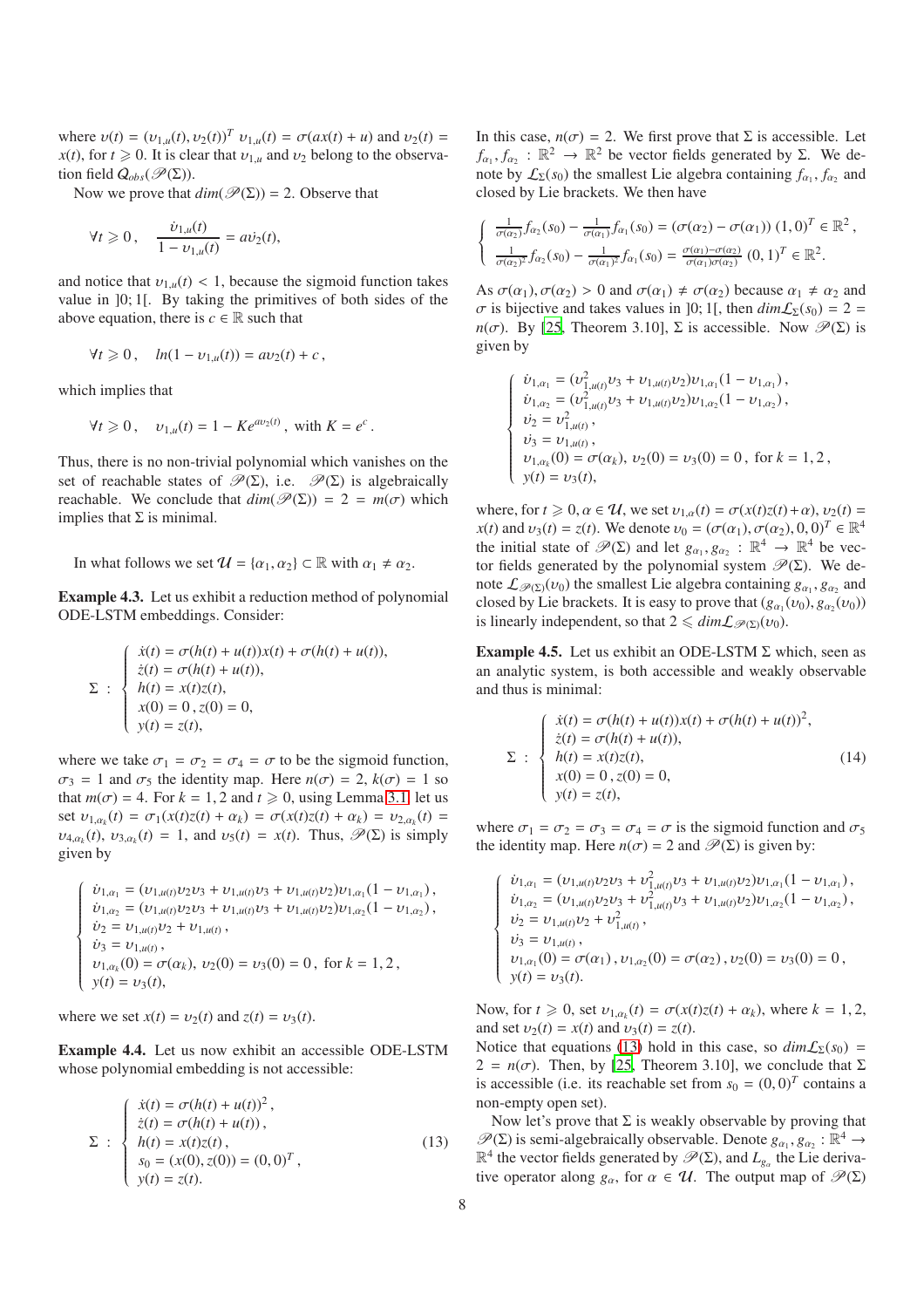where $\upsilon(t) = (\upsilon_{1,u}(t), \upsilon_2(t))^T$ $\upsilon_{1,u}(t) = \sigma(ax(t) + u)$ and $\upsilon_2(t) = x(t)$, for $t \geqslant 0$. It is clear that $\upsilon_{1,u}$ and $\upsilon_2$ belong to the observation field $\mathcal{Q}_{obs}(\mathscr{P}(\Sigma))$.

Now we prove that $dim(\mathscr{P}(\Sigma)) = 2$. Observe that

$$\forall t \geqslant 0\,, \quad \frac{\dot{\upsilon}_{1,u}(t)}{1 - \upsilon_{1,u}(t)} = a\dot{\upsilon}_2(t),$$

and notice that $\upsilon_{1,u}(t) < 1$, because the sigmoid function takes value in $]0; 1[$. By taking the primitives of both sides of the above equation, there is $c \in \mathbb{R}$ such that

$$\forall t \geqslant 0\,, \quad ln(1 - \upsilon_{1,u}(t)) = a\upsilon_2(t) + c\,,$$

which implies that

$$\forall t \geqslant 0\,, \quad \upsilon_{1,u}(t) = 1 - Ke^{a\upsilon_2(t)}\,, \text{ with } K = e^c\,.$$

Thus, there is no non-trivial polynomial which vanishes on the set of reachable states of $\mathscr{P}(\Sigma)$, i.e. $\mathscr{P}(\Sigma)$ is algebraically reachable. We conclude that $dim(\mathscr{P}(\Sigma)) = 2 = m(\sigma)$ which implies that $\Sigma$ is minimal.

In what follows we set $\mathcal{U} = \{\alpha_1, \alpha_2\} \subset \mathbb{R}$ with $\alpha_1 \neq \alpha_2$.

**Example 4.3.** Let us exhibit a reduction method of polynomial ODE-LSTM embeddings. Consider:

$$\Sigma \; : \; \begin{cases} \dot{x}(t) = \sigma(h(t) + u(t))x(t) + \sigma(h(t) + u(t)), \\ \dot{z}(t) = \sigma(h(t) + u(t)), \\ h(t) = x(t)z(t), \\ x(0) = 0\,, z(0) = 0, \\ y(t) = z(t), \end{cases}$$

where we take $\sigma_1 = \sigma_2 = \sigma_4 = \sigma$ to be the sigmoid function, $\sigma_3 = 1$ and $\sigma_5$ the identity map. Here $n(\sigma) = 2$, $k(\sigma) = 1$ so that $m(\sigma) = 4$. For $k = 1, 2$ and $t \geqslant 0$, using Lemma 3.1, let us set $\upsilon_{1,\alpha_k}(t) = \sigma_1(x(t)z(t) + \alpha_k) = \sigma(x(t)z(t) + \alpha_k) = \upsilon_{2,\alpha_k}(t) = \upsilon_{4,\alpha_k}(t)$, $\upsilon_{3,\alpha_k}(t) = 1$, and $\upsilon_5(t) = x(t)$. Thus, $\mathscr{P}(\Sigma)$ is simply given by

$$\begin{cases} \dot{\upsilon}_{1,\alpha_1} = (\upsilon_{1,u(t)}\upsilon_2\upsilon_3 + \upsilon_{1,u(t)}\upsilon_3 + \upsilon_{1,u(t)}\upsilon_2)\upsilon_{1,\alpha_1}(1 - \upsilon_{1,\alpha_1})\,, \\ \dot{\upsilon}_{1,\alpha_2} = (\upsilon_{1,u(t)}\upsilon_2\upsilon_3 + \upsilon_{1,u(t)}\upsilon_3 + \upsilon_{1,u(t)}\upsilon_2)\upsilon_{1,\alpha_2}(1 - \upsilon_{1,\alpha_2})\,, \\ \dot{\upsilon}_2 = \upsilon_{1,u(t)}\upsilon_2 + \upsilon_{1,u(t)}\,, \\ \dot{\upsilon}_3 = \upsilon_{1,u(t)}\,, \\ \upsilon_{1,\alpha_k}(0) = \sigma(\alpha_k),\, \upsilon_2(0) = \upsilon_3(0) = 0\,, \text{ for } k = 1, 2\,, \\ y(t) = \upsilon_3(t), \end{cases}$$

where we set $x(t) = \upsilon_2(t)$ and $z(t) = \upsilon_3(t)$.

**Example 4.4.** Let us now exhibit an accessible ODE-LSTM whose polynomial embedding is not accessible:

$$\Sigma \; : \; \begin{cases} \dot{x}(t) = \sigma(h(t) + u(t))^2\,, \\ \dot{z}(t) = \sigma(h(t) + u(t))\,, \\ h(t) = x(t)z(t)\,, \\ s_0 = (x(0), z(0)) = (0, 0)^T\,, \\ y(t) = z(t). \end{cases} \tag{13}$$

In this case, $n(\sigma) = 2$. We first prove that $\Sigma$ is accessible. Let $f_{\alpha_1}, f_{\alpha_2} : \mathbb{R}^2 \to \mathbb{R}^2$ be vector fields generated by $\Sigma$. We denote by $\mathcal{L}_\Sigma(s_0)$ the smallest Lie algebra containing $f_{\alpha_1}, f_{\alpha_2}$ and closed by Lie brackets. We then have

$$\begin{cases} \frac{1}{\sigma(\alpha_2)}f_{\alpha_2}(s_0) - \frac{1}{\sigma(\alpha_1)}f_{\alpha_1}(s_0) = (\sigma(\alpha_2) - \sigma(\alpha_1))\,(1, 0)^T \in \mathbb{R}^2\,, \\ \frac{1}{\sigma(\alpha_2)^2}f_{\alpha_2}(s_0) - \frac{1}{\sigma(\alpha_1)^2}f_{\alpha_1}(s_0) = \frac{\sigma(\alpha_1) - \sigma(\alpha_2)}{\sigma(\alpha_1)\sigma(\alpha_2)}\,(0, 1)^T \in \mathbb{R}^2. \end{cases}$$

As $\sigma(\alpha_1), \sigma(\alpha_2) > 0$ and $\sigma(\alpha_1) \neq \sigma(\alpha_2)$ because $\alpha_1 \neq \alpha_2$ and $\sigma$ is bijective and takes values in $]0; 1[$, then $dim\mathcal{L}_\Sigma(s_0) = 2 = n(\sigma)$. By [25, Theorem 3.10], $\Sigma$ is accessible. Now $\mathscr{P}(\Sigma)$ is given by

$$\begin{cases} \dot{\upsilon}_{1,\alpha_1} = (\upsilon^2_{1,u(t)}\upsilon_3 + \upsilon_{1,u(t)}\upsilon_2)\upsilon_{1,\alpha_1}(1 - \upsilon_{1,\alpha_1})\,, \\ \dot{\upsilon}_{1,\alpha_2} = (\upsilon^2_{1,u(t)}\upsilon_3 + \upsilon_{1,u(t)}\upsilon_2)\upsilon_{1,\alpha_2}(1 - \upsilon_{1,\alpha_2})\,, \\ \dot{\upsilon}_2 = \upsilon^2_{1,u(t)}\,, \\ \dot{\upsilon}_3 = \upsilon_{1,u(t)}\,, \\ \upsilon_{1,\alpha_k}(0) = \sigma(\alpha_k),\, \upsilon_2(0) = \upsilon_3(0) = 0\,, \text{ for } k = 1, 2\,, \\ y(t) = \upsilon_3(t), \end{cases}$$

where, for $t \geqslant 0, \alpha \in \mathcal{U}$, we set $\upsilon_{1,\alpha}(t) = \sigma(x(t)z(t) + \alpha)$, $\upsilon_2(t) = x(t)$ and $\upsilon_3(t) = z(t)$. We denote $\upsilon_0 = (\sigma(\alpha_1), \sigma(\alpha_2), 0, 0)^T \in \mathbb{R}^4$ the initial state of $\mathscr{P}(\Sigma)$ and let $g_{\alpha_1}, g_{\alpha_2} : \mathbb{R}^4 \to \mathbb{R}^4$ be vector fields generated by the polynomial system $\mathscr{P}(\Sigma)$. We denote $\mathcal{L}_{\mathscr{P}(\Sigma)}(\upsilon_0)$ the smallest Lie algebra containing $g_{\alpha_1}, g_{\alpha_2}$ and closed by Lie brackets. It is easy to prove that $(g_{\alpha_1}(\upsilon_0), g_{\alpha_2}(\upsilon_0))$ is linearly independent, so that $2 \leqslant dim\mathcal{L}_{\mathscr{P}(\Sigma)}(\upsilon_0)$.

**Example 4.5.** Let us exhibit an ODE-LSTM $\Sigma$ which, seen as an analytic system, is both accessible and weakly observable and thus is minimal:

$$\Sigma \; : \; \begin{cases} \dot{x}(t) = \sigma(h(t) + u(t))x(t) + \sigma(h(t) + u(t))^2, \\ \dot{z}(t) = \sigma(h(t) + u(t)), \\ h(t) = x(t)z(t), \\ x(0) = 0\,, z(0) = 0, \\ y(t) = z(t), \end{cases} \tag{14}$$

where $\sigma_1 = \sigma_2 = \sigma_3 = \sigma_4 = \sigma$ is the sigmoid function and $\sigma_5$ the identity map. Here $n(\sigma) = 2$ and $\mathscr{P}(\Sigma)$ is given by:

$$\begin{cases} \dot{\upsilon}_{1,\alpha_1} = (\upsilon_{1,u(t)}\upsilon_2\upsilon_3 + \upsilon^2_{1,u(t)}\upsilon_3 + \upsilon_{1,u(t)}\upsilon_2)\upsilon_{1,\alpha_1}(1 - \upsilon_{1,\alpha_1})\,, \\ \dot{\upsilon}_{1,\alpha_2} = (\upsilon_{1,u(t)}\upsilon_2\upsilon_3 + \upsilon^2_{1,u(t)}\upsilon_3 + \upsilon_{1,u(t)}\upsilon_2)\upsilon_{1,\alpha_2}(1 - \upsilon_{1,\alpha_2})\,, \\ \dot{\upsilon}_2 = \upsilon_{1,u(t)}\upsilon_2 + \upsilon^2_{1,u(t)}\,, \\ \dot{\upsilon}_3 = \upsilon_{1,u(t)}\,, \\ \upsilon_{1,\alpha_1}(0) = \sigma(\alpha_1)\,, \upsilon_{1,\alpha_2}(0) = \sigma(\alpha_2)\,, \upsilon_2(0) = \upsilon_3(0) = 0\,, \\ y(t) = \upsilon_3(t). \end{cases}$$

Now, for $t \geqslant 0$, set $\upsilon_{1,\alpha_k}(t) = \sigma(x(t)z(t) + \alpha_k)$, where $k = 1, 2$, and set $\upsilon_2(t) = x(t)$ and $\upsilon_3(t) = z(t)$.

Notice that equations (13) hold in this case, so $dim\mathcal{L}_\Sigma(s_0) = 2 = n(\sigma)$. Then, by [25, Theorem 3.10], we conclude that $\Sigma$ is accessible (i.e. its reachable set from $s_0 = (0, 0)^T$ contains a non-empty open set).

Now let's prove that $\Sigma$ is weakly observable by proving that $\mathscr{P}(\Sigma)$ is semi-algebraically observable. Denote $g_{\alpha_1}, g_{\alpha_2} : \mathbb{R}^4 \to \mathbb{R}^4$ the vector fields generated by $\mathscr{P}(\Sigma)$, and $L_{g_\alpha}$ the Lie derivative operator along $g_\alpha$, for $\alpha \in \mathcal{U}$. The output map of $\mathscr{P}(\Sigma)$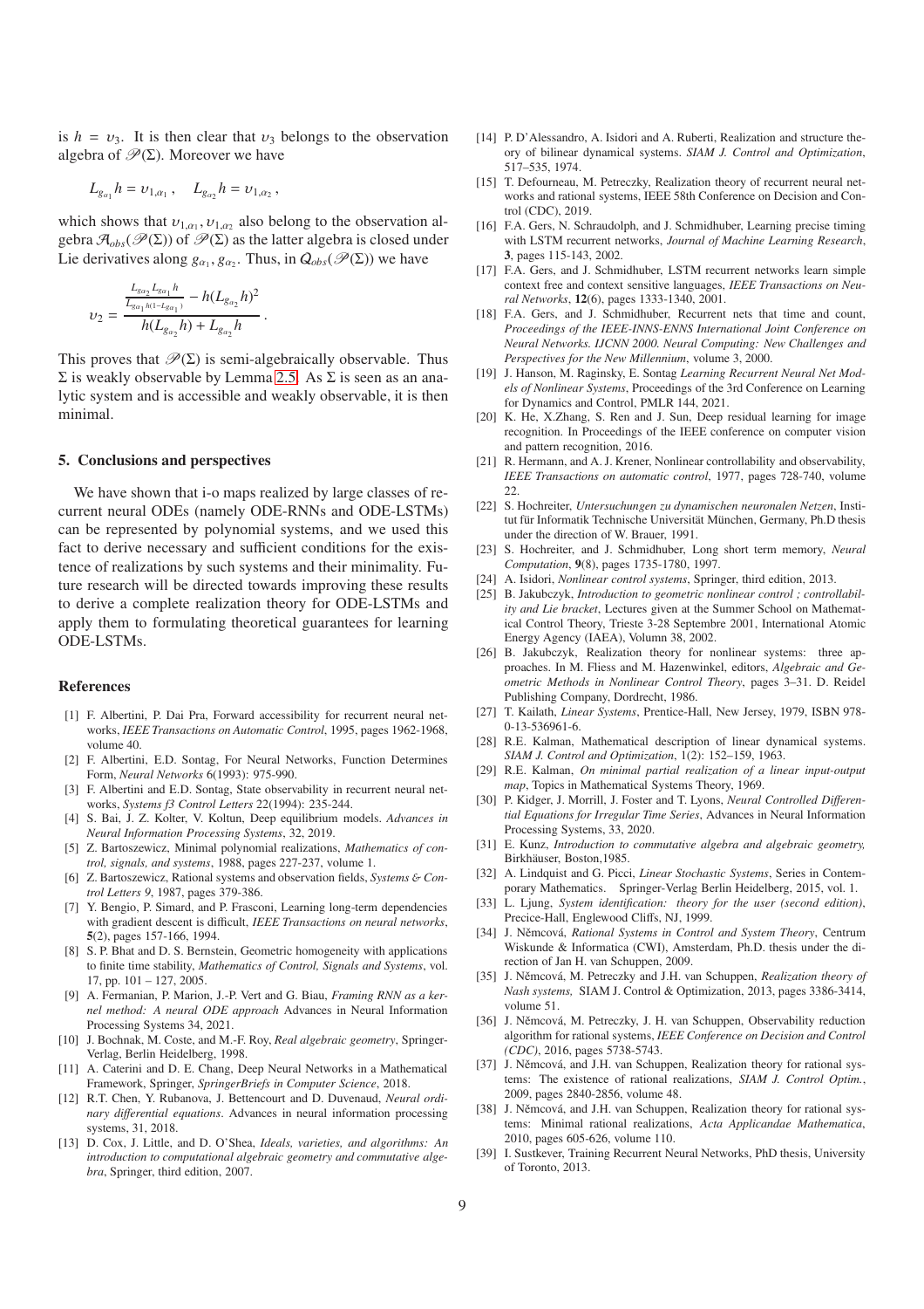is $h = \upsilon_3$. It is then clear that $\upsilon_3$ belongs to the observation algebra of $\mathscr{P}(\Sigma)$. Moreover we have

$$L_{g_{\alpha_1}} h = \upsilon_{1,\alpha_1}, \quad L_{g_{\alpha_2}} h = \upsilon_{1,\alpha_2},$$

which shows that $\upsilon_{1,\alpha_1}, \upsilon_{1,\alpha_2}$ also belong to the observation algebra $\mathcal{A}_{obs}(\mathscr{P}(\Sigma))$ of $\mathscr{P}(\Sigma)$ as the latter algebra is closed under Lie derivatives along $g_{\alpha_1}, g_{\alpha_2}$. Thus, in $Q_{obs}(\mathscr{P}(\Sigma))$ we have

$$\upsilon_2 = \frac{\frac{L_{g_{\alpha_2}} L_{g_{\alpha_1}} h}{L_{g_{\alpha_1}} h(1-L_{g_{\alpha_1}})} - h(L_{g_{\alpha_2}} h)^2}{h(L_{g_{\alpha_2}} h) + L_{g_{\alpha_2}} h}.$$

This proves that $\mathscr{P}(\Sigma)$ is semi-algebraically observable. Thus $\Sigma$ is weakly observable by Lemma 2.5. As $\Sigma$ is seen as an analytic system and is accessible and weakly observable, it is then minimal.

## 5. Conclusions and perspectives

We have shown that i-o maps realized by large classes of recurrent neural ODEs (namely ODE-RNNs and ODE-LSTMs) can be represented by polynomial systems, and we used this fact to derive necessary and sufficient conditions for the existence of realizations by such systems and their minimality. Future research will be directed towards improving these results to derive a complete realization theory for ODE-LSTMs and apply them to formulating theoretical guarantees for learning ODE-LSTMs.

## References

[1] F. Albertini, P. Dai Pra, Forward accessibility for recurrent neural networks, *IEEE Transactions on Automatic Control*, 1995, pages 1962-1968, volume 40.

[2] F. Albertini, E.D. Sontag, For Neural Networks, Function Determines Form, *Neural Networks* 6(1993): 975-990.

[3] F. Albertini and E.D. Sontag, State observability in recurrent neural networks, *Systems f3 Control Letters* 22(1994): 235-244.

[4] S. Bai, J. Z. Kolter, V. Koltun, Deep equilibrium models. *Advances in Neural Information Processing Systems*, 32, 2019.

[5] Z. Bartoszewicz, Minimal polynomial realizations, *Mathematics of control, signals, and systems*, 1988, pages 227-237, volume 1.

[6] Z. Bartoszewicz, Rational systems and observation fields, *Systems & Control Letters 9*, 1987, pages 379-386.

[7] Y. Bengio, P. Simard, and P. Frasconi, Learning long-term dependencies with gradient descent is difficult, *IEEE Transactions on neural networks*, **5**(2), pages 157-166, 1994.

[8] S. P. Bhat and D. S. Bernstein, Geometric homogeneity with applications to finite time stability, *Mathematics of Control, Signals and Systems*, vol. 17, pp. 101 – 127, 2005.

[9] A. Fermanian, P. Marion, J.-P. Vert and G. Biau, *Framing RNN as a kernel method: A neural ODE approach* Advances in Neural Information Processing Systems 34, 2021.

[10] J. Bochnak, M. Coste, and M.-F. Roy, *Real algebraic geometry*, Springer-Verlag, Berlin Heidelberg, 1998.

[11] A. Caterini and D. E. Chang, Deep Neural Networks in a Mathematical Framework, Springer, *SpringerBriefs in Computer Science*, 2018.

[12] R.T. Chen, Y. Rubanova, J. Bettencourt and D. Duvenaud, *Neural ordinary differential equations*. Advances in neural information processing systems, 31, 2018.

[13] D. Cox, J. Little, and D. O'Shea, *Ideals, varieties, and algorithms: An introduction to computational algebraic geometry and commutative algebra*, Springer, third edition, 2007.

[14] P. D'Alessandro, A. Isidori and A. Ruberti, Realization and structure theory of bilinear dynamical systems. *SIAM J. Control and Optimization*, 517–535, 1974.

[15] T. Defourneau, M. Petreczky, Realization theory of recurrent neural networks and rational systems, IEEE 58th Conference on Decision and Control (CDC), 2019.

[16] F.A. Gers, N. Schraudolph, and J. Schmidhuber, Learning precise timing with LSTM recurrent networks, *Journal of Machine Learning Research*, **3**, pages 115-143, 2002.

[17] F.A. Gers, and J. Schmidhuber, LSTM recurrent networks learn simple context free and context sensitive languages, *IEEE Transactions on Neural Networks*, **12**(6), pages 1333-1340, 2001.

[18] F.A. Gers, and J. Schmidhuber, Recurrent nets that time and count, *Proceedings of the IEEE-INNS-ENNS International Joint Conference on Neural Networks. IJCNN 2000. Neural Computing: New Challenges and Perspectives for the New Millennium*, volume 3, 2000.

[19] J. Hanson, M. Raginsky, E. Sontag *Learning Recurrent Neural Net Models of Nonlinear Systems*, Proceedings of the 3rd Conference on Learning for Dynamics and Control, PMLR 144, 2021.

[20] K. He, X.Zhang, S. Ren and J. Sun, Deep residual learning for image recognition. In Proceedings of the IEEE conference on computer vision and pattern recognition, 2016.

[21] R. Hermann, and A. J. Krener, Nonlinear controllability and observability, *IEEE Transactions on automatic control*, 1977, pages 728-740, volume 22.

[22] S. Hochreiter, *Untersuchungen zu dynamischen neuronalen Netzen*, Institut für Informatik Technische Universität München, Germany, Ph.D thesis under the direction of W. Brauer, 1991.

[23] S. Hochreiter, and J. Schmidhuber, Long short term memory, *Neural Computation*, **9**(8), pages 1735-1780, 1997.

[24] A. Isidori, *Nonlinear control systems*, Springer, third edition, 2013.

[25] B. Jakubczyk, *Introduction to geometric nonlinear control ; controllability and Lie bracket*, Lectures given at the Summer School on Mathematical Control Theory, Trieste 3-28 Septembre 2001, International Atomic Energy Agency (IAEA), Volumn 38, 2002.

[26] B. Jakubczyk, Realization theory for nonlinear systems: three approaches. In M. Fliess and M. Hazenwinkel, editors, *Algebraic and Geometric Methods in Nonlinear Control Theory*, pages 3–31. D. Reidel Publishing Company, Dordrecht, 1986.

[27] T. Kailath, *Linear Systems*, Prentice-Hall, New Jersey, 1979, ISBN 978-0-13-536961-6.

[28] R.E. Kalman, Mathematical description of linear dynamical systems. *SIAM J. Control and Optimization*, 1(2): 152–159, 1963.

[29] R.E. Kalman, *On minimal partial realization of a linear input-output map*, Topics in Mathematical Systems Theory, 1969.

[30] P. Kidger, J. Morrill, J. Foster and T. Lyons, *Neural Controlled Differential Equations for Irregular Time Series*, Advances in Neural Information Processing Systems, 33, 2020.

[31] E. Kunz, *Introduction to commutative algebra and algebraic geometry,* Birkhäuser, Boston,1985.

[32] A. Lindquist and G. Picci, *Linear Stochastic Systems*, Series in Contemporary Mathematics. Springer-Verlag Berlin Heidelberg, 2015, vol. 1.

[33] L. Ljung, *System identification: theory for the user (second edition)*, Precice-Hall, Englewood Cliffs, NJ, 1999.

[34] J. Němcová, *Rational Systems in Control and System Theory*, Centrum Wiskunde & Informatica (CWI), Amsterdam, Ph.D. thesis under the direction of Jan H. van Schuppen, 2009.

[35] J. Němcová, M. Petreczky and J.H. van Schuppen, *Realization theory of Nash systems,* SIAM J. Control & Optimization, 2013, pages 3386-3414, volume 51.

[36] J. Němcová, M. Petreczky, J. H. van Schuppen, Observability reduction algorithm for rational systems, *IEEE Conference on Decision and Control (CDC)*, 2016, pages 5738-5743.

[37] J. Němcová, and J.H. van Schuppen, Realization theory for rational systems: The existence of rational realizations, *SIAM J. Control Optim.*, 2009, pages 2840-2856, volume 48.

[38] J. Němcová, and J.H. van Schuppen, Realization theory for rational systems: Minimal rational realizations, *Acta Applicandae Mathematica*, 2010, pages 605-626, volume 110.

[39] I. Sustkever, Training Recurrent Neural Networks, PhD thesis, University of Toronto, 2013.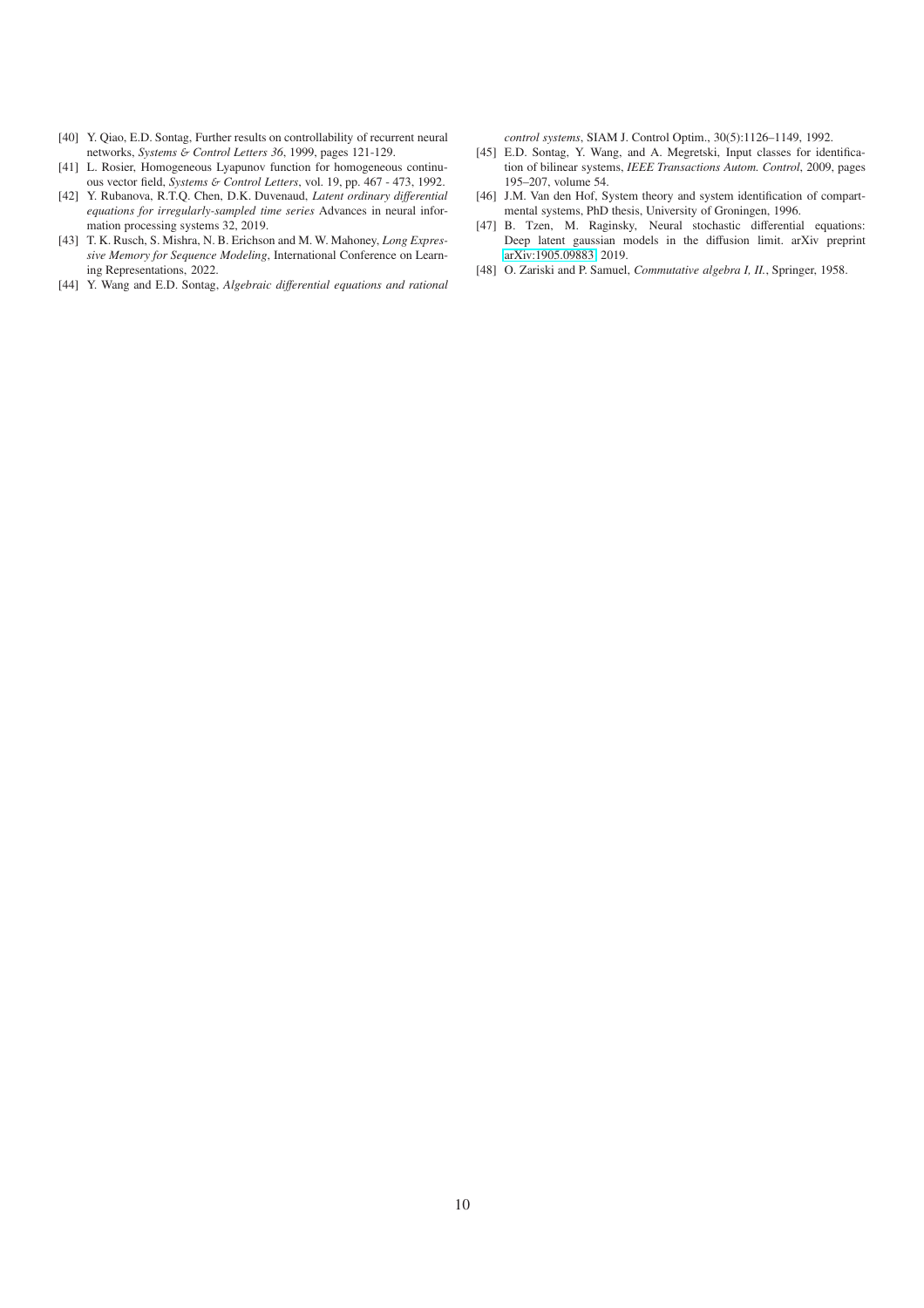- [40] Y. Qiao, E.D. Sontag, Further results on controllability of recurrent neural networks, *Systems & Control Letters 36*, 1999, pages 121-129.
- [41] L. Rosier, Homogeneous Lyapunov function for homogeneous continuous vector field, *Systems & Control Letters*, vol. 19, pp. 467 - 473, 1992.
- [42] Y. Rubanova, R.T.Q. Chen, D.K. Duvenaud, *Latent ordinary differential equations for irregularly-sampled time series* Advances in neural information processing systems 32, 2019.
- [43] T. K. Rusch, S. Mishra, N. B. Erichson and M. W. Mahoney, *Long Expressive Memory for Sequence Modeling*, International Conference on Learning Representations, 2022.
- [44] Y. Wang and E.D. Sontag, *Algebraic differential equations and rational control systems*, SIAM J. Control Optim., 30(5):1126–1149, 1992.
- [45] E.D. Sontag, Y. Wang, and A. Megretski, Input classes for identification of bilinear systems, *IEEE Transactions Autom. Control*, 2009, pages 195–207, volume 54.
- [46] J.M. Van den Hof, System theory and system identification of compartmental systems, PhD thesis, University of Groningen, 1996.
- [47] B. Tzen, M. Raginsky, Neural stochastic differential equations: Deep latent gaussian models in the diffusion limit. arXiv preprint arXiv:1905.09883, 2019.
- [48] O. Zariski and P. Samuel, *Commutative algebra I, II.*, Springer, 1958.